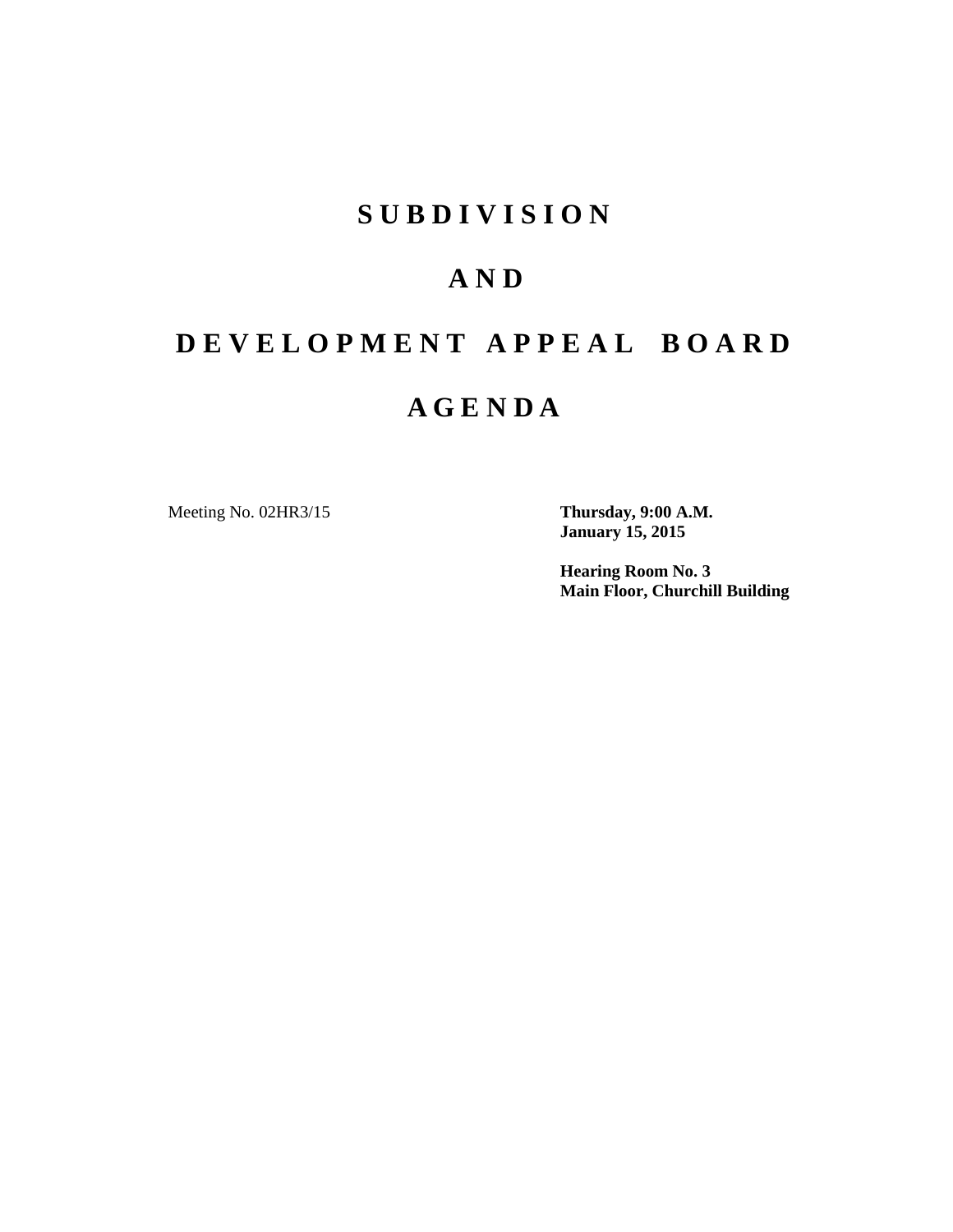# SUBDIVISION

# AND

# DEVELOPMENT APPEAL BOARD

# AGENDA

Meeting No. 02HR3/15

**Thursday, 9:00 A.M.**
**January 15, 2015**

**Hearing Room No. 3**
**Main Floor, Churchill Building**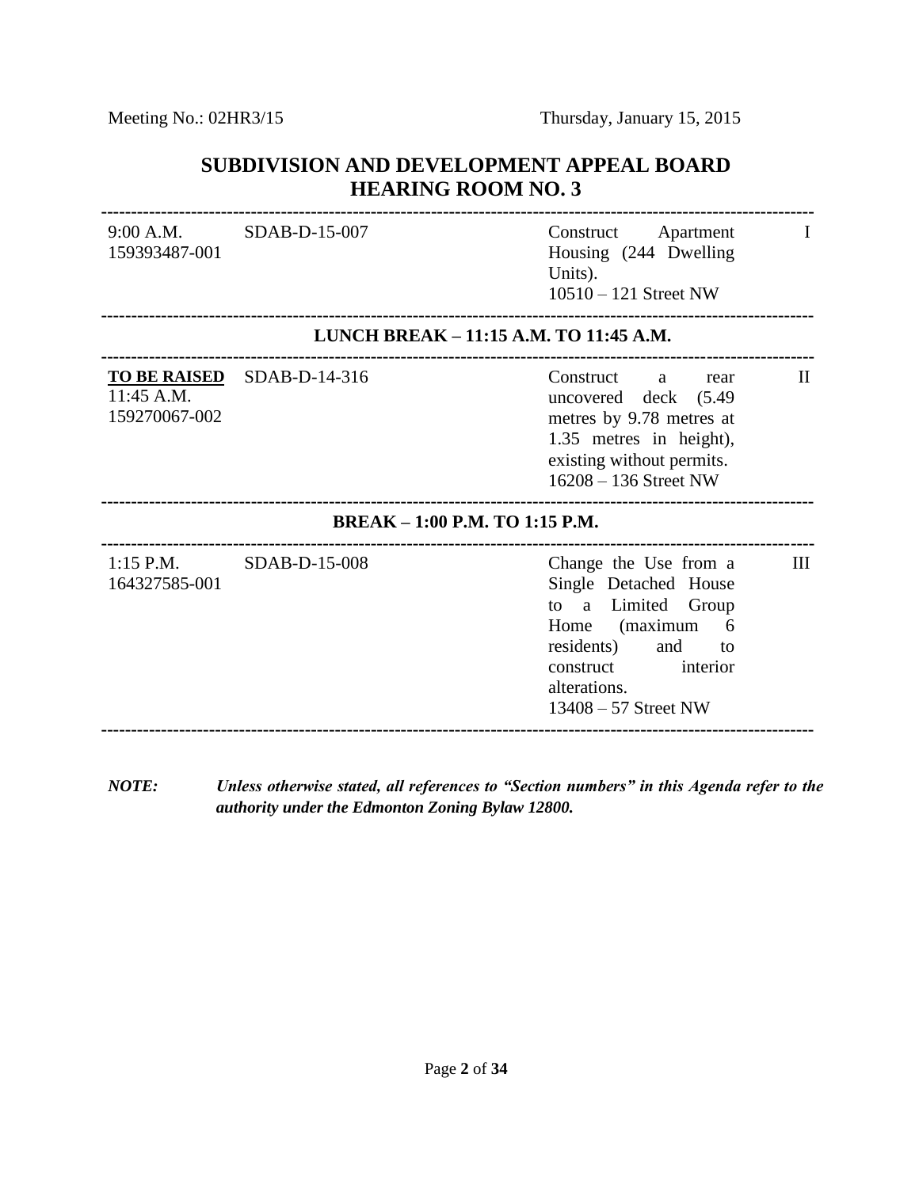Meeting No.: 02HR3/15 Thursday, January 15, 2015

## SUBDIVISION AND DEVELOPMENT APPEAL BOARD HEARING ROOM NO. 3

---

| | | | |
|---|---|---|---|
| 9:00 A.M.<br>159393487-001 | SDAB-D-15-007 | Construct Apartment Housing (244 Dwelling Units).<br>10510 – 121 Street NW | I |

---

**LUNCH BREAK – 11:15 A.M. TO 11:45 A.M.**

---

| | | | |
|---|---|---|---|
| **TO BE RAISED**<br>11:45 A.M.<br>159270067-002 | SDAB-D-14-316 | Construct a rear uncovered deck (5.49 metres by 9.78 metres at 1.35 metres in height), existing without permits.<br>16208 – 136 Street NW | II |

---

**BREAK – 1:00 P.M. TO 1:15 P.M.**

---

| | | | |
|---|---|---|---|
| 1:15 P.M.<br>164327585-001 | SDAB-D-15-008 | Change the Use from a Single Detached House to a Limited Group Home (maximum 6 residents) and to construct interior alterations.<br>13408 – 57 Street NW | III |

---

***NOTE:*** ***Unless otherwise stated, all references to "Section numbers" in this Agenda refer to the authority under the Edmonton Zoning Bylaw 12800.***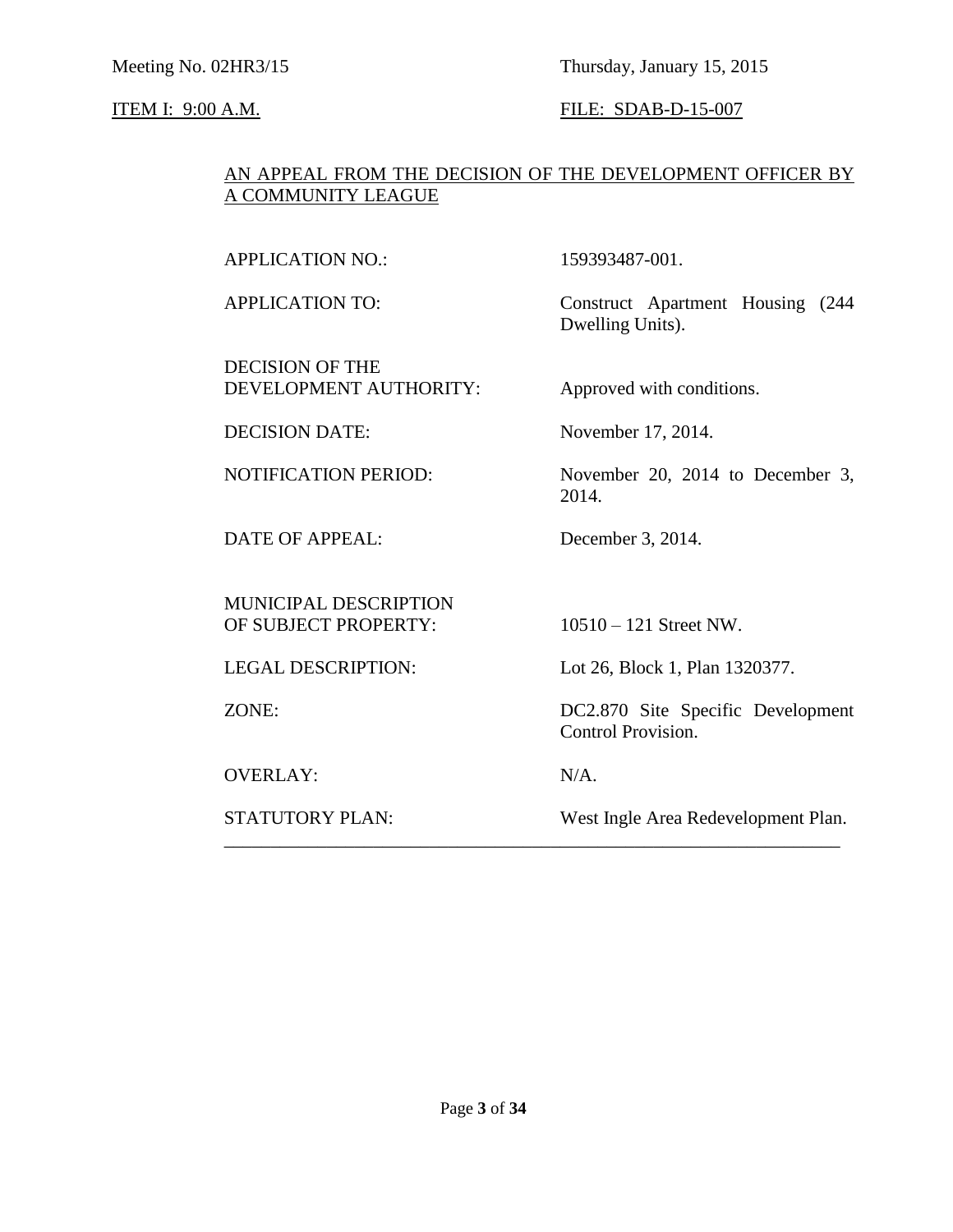Meeting No. 02HR3/15 Thursday, January 15, 2015

ITEM I: 9:00 A.M. FILE: SDAB-D-15-007

AN APPEAL FROM THE DECISION OF THE DEVELOPMENT OFFICER BY A COMMUNITY LEAGUE

| | |
|---|---|
| APPLICATION NO.: | 159393487-001. |
| APPLICATION TO: | Construct Apartment Housing (244 Dwelling Units). |
| DECISION OF THE DEVELOPMENT AUTHORITY: | Approved with conditions. |
| DECISION DATE: | November 17, 2014. |
| NOTIFICATION PERIOD: | November 20, 2014 to December 3, 2014. |
| DATE OF APPEAL: | December 3, 2014. |
| MUNICIPAL DESCRIPTION OF SUBJECT PROPERTY: | 10510 – 121 Street NW. |
| LEGAL DESCRIPTION: | Lot 26, Block 1, Plan 1320377. |
| ZONE: | DC2.870 Site Specific Development Control Provision. |
| OVERLAY: | N/A. |
| STATUTORY PLAN: | West Ingle Area Redevelopment Plan. |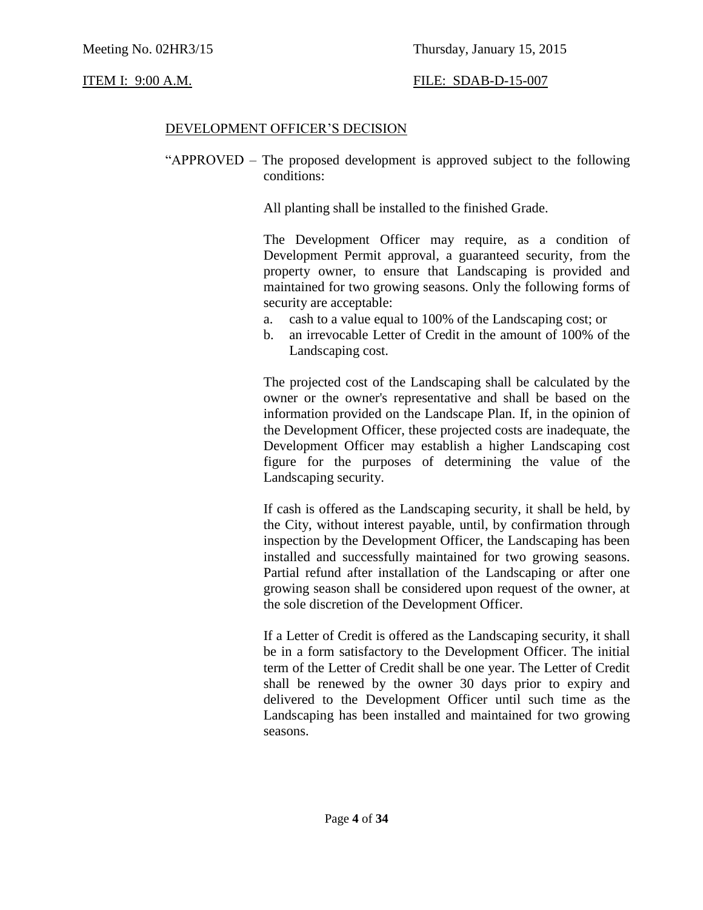Meeting No. 02HR3/15 Thursday, January 15, 2015

ITEM I: 9:00 A.M. FILE: SDAB-D-15-007

DEVELOPMENT OFFICER'S DECISION

"APPROVED – The proposed development is approved subject to the following conditions:

All planting shall be installed to the finished Grade.

The Development Officer may require, as a condition of Development Permit approval, a guaranteed security, from the property owner, to ensure that Landscaping is provided and maintained for two growing seasons. Only the following forms of security are acceptable:

a. cash to a value equal to 100% of the Landscaping cost; or
b. an irrevocable Letter of Credit in the amount of 100% of the Landscaping cost.

The projected cost of the Landscaping shall be calculated by the owner or the owner's representative and shall be based on the information provided on the Landscape Plan. If, in the opinion of the Development Officer, these projected costs are inadequate, the Development Officer may establish a higher Landscaping cost figure for the purposes of determining the value of the Landscaping security.

If cash is offered as the Landscaping security, it shall be held, by the City, without interest payable, until, by confirmation through inspection by the Development Officer, the Landscaping has been installed and successfully maintained for two growing seasons. Partial refund after installation of the Landscaping or after one growing season shall be considered upon request of the owner, at the sole discretion of the Development Officer.

If a Letter of Credit is offered as the Landscaping security, it shall be in a form satisfactory to the Development Officer. The initial term of the Letter of Credit shall be one year. The Letter of Credit shall be renewed by the owner 30 days prior to expiry and delivered to the Development Officer until such time as the Landscaping has been installed and maintained for two growing seasons.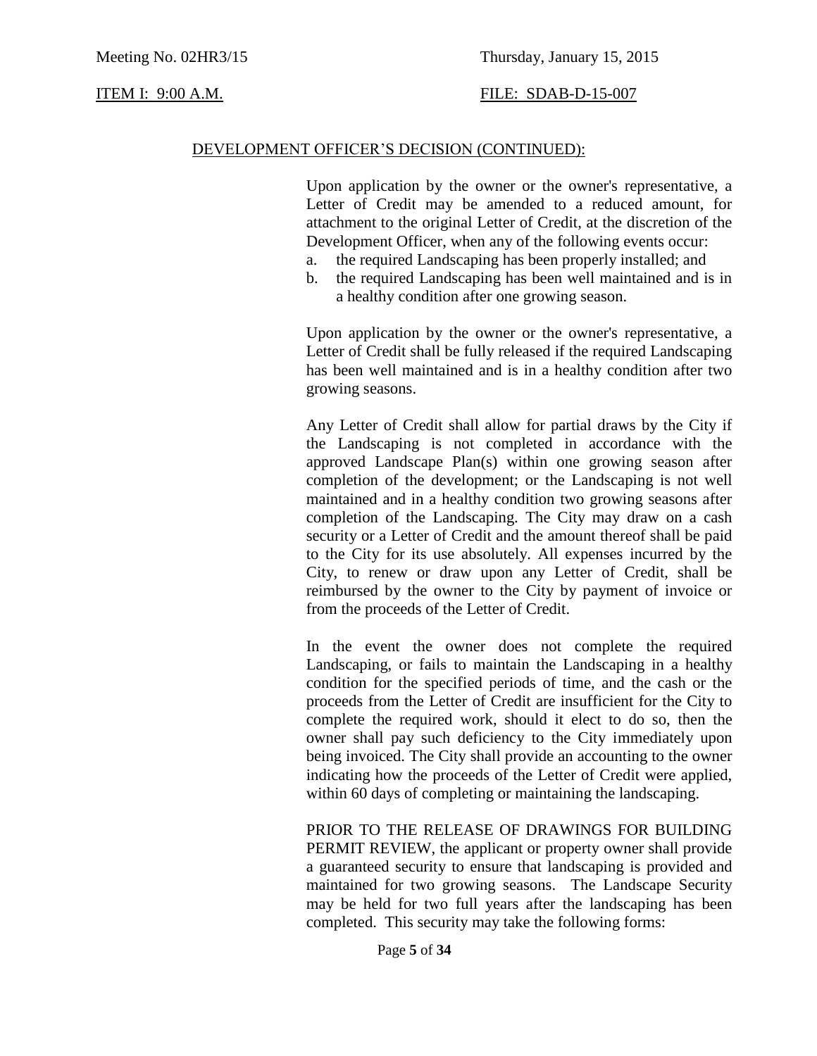DEVELOPMENT OFFICER'S DECISION (CONTINUED):

Upon application by the owner or the owner's representative, a Letter of Credit may be amended to a reduced amount, for attachment to the original Letter of Credit, at the discretion of the Development Officer, when any of the following events occur:

a. the required Landscaping has been properly installed; and
b. the required Landscaping has been well maintained and is in a healthy condition after one growing season.

Upon application by the owner or the owner's representative, a Letter of Credit shall be fully released if the required Landscaping has been well maintained and is in a healthy condition after two growing seasons.

Any Letter of Credit shall allow for partial draws by the City if the Landscaping is not completed in accordance with the approved Landscape Plan(s) within one growing season after completion of the development; or the Landscaping is not well maintained and in a healthy condition two growing seasons after completion of the Landscaping. The City may draw on a cash security or a Letter of Credit and the amount thereof shall be paid to the City for its use absolutely. All expenses incurred by the City, to renew or draw upon any Letter of Credit, shall be reimbursed by the owner to the City by payment of invoice or from the proceeds of the Letter of Credit.

In the event the owner does not complete the required Landscaping, or fails to maintain the Landscaping in a healthy condition for the specified periods of time, and the cash or the proceeds from the Letter of Credit are insufficient for the City to complete the required work, should it elect to do so, then the owner shall pay such deficiency to the City immediately upon being invoiced. The City shall provide an accounting to the owner indicating how the proceeds of the Letter of Credit were applied, within 60 days of completing or maintaining the landscaping.

PRIOR TO THE RELEASE OF DRAWINGS FOR BUILDING PERMIT REVIEW, the applicant or property owner shall provide a guaranteed security to ensure that landscaping is provided and maintained for two growing seasons. The Landscape Security may be held for two full years after the landscaping has been completed. This security may take the following forms: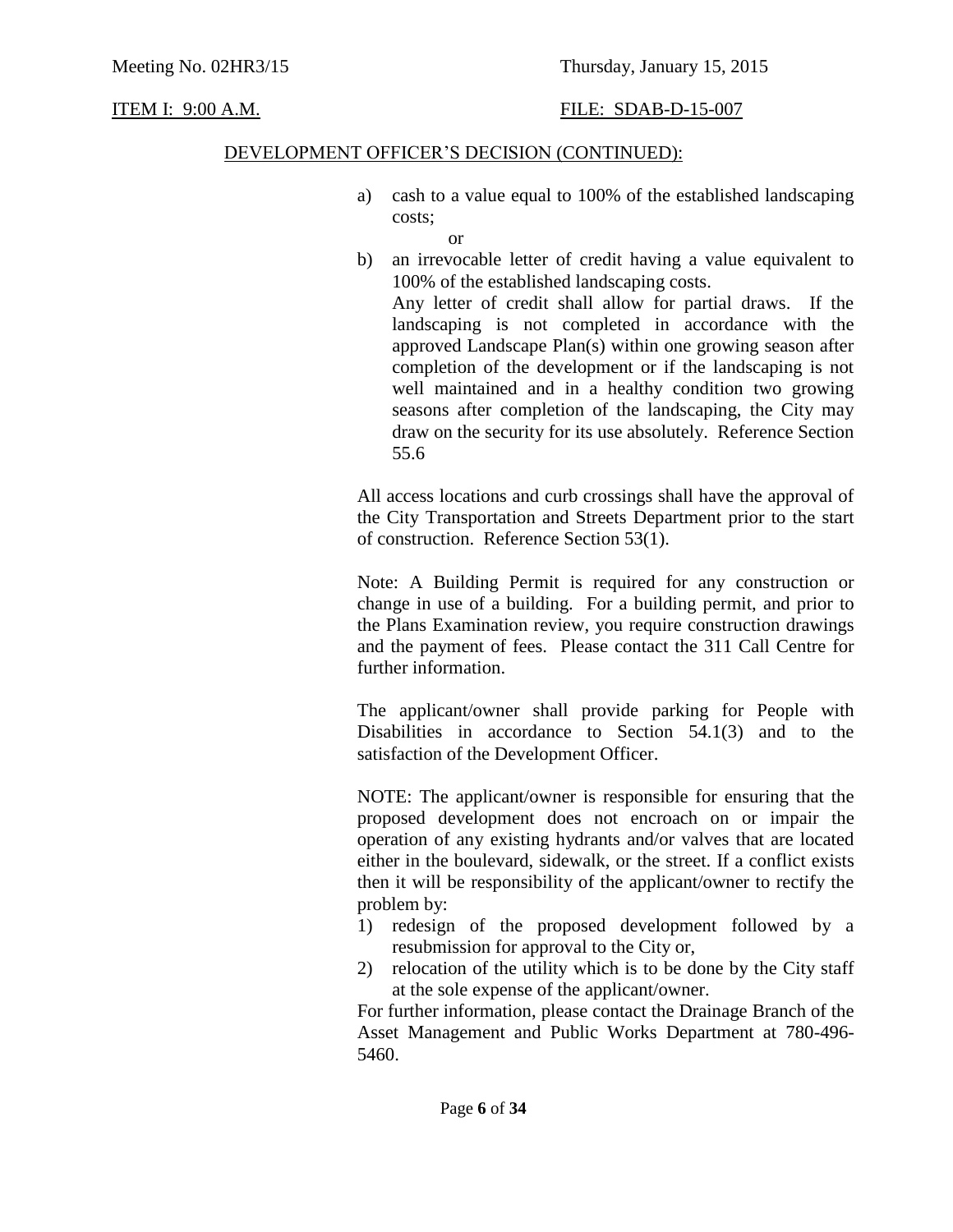DEVELOPMENT OFFICER'S DECISION (CONTINUED):

a) cash to a value equal to 100% of the established landscaping costs;

   or

b) an irrevocable letter of credit having a value equivalent to 100% of the established landscaping costs.

   Any letter of credit shall allow for partial draws. If the landscaping is not completed in accordance with the approved Landscape Plan(s) within one growing season after completion of the development or if the landscaping is not well maintained and in a healthy condition two growing seasons after completion of the landscaping, the City may draw on the security for its use absolutely. Reference Section 55.6

All access locations and curb crossings shall have the approval of the City Transportation and Streets Department prior to the start of construction. Reference Section 53(1).

Note: A Building Permit is required for any construction or change in use of a building. For a building permit, and prior to the Plans Examination review, you require construction drawings and the payment of fees. Please contact the 311 Call Centre for further information.

The applicant/owner shall provide parking for People with Disabilities in accordance to Section 54.1(3) and to the satisfaction of the Development Officer.

NOTE: The applicant/owner is responsible for ensuring that the proposed development does not encroach on or impair the operation of any existing hydrants and/or valves that are located either in the boulevard, sidewalk, or the street. If a conflict exists then it will be responsibility of the applicant/owner to rectify the problem by:

1) redesign of the proposed development followed by a resubmission for approval to the City or,
2) relocation of the utility which is to be done by the City staff at the sole expense of the applicant/owner.

For further information, please contact the Drainage Branch of the Asset Management and Public Works Department at 780-496-5460.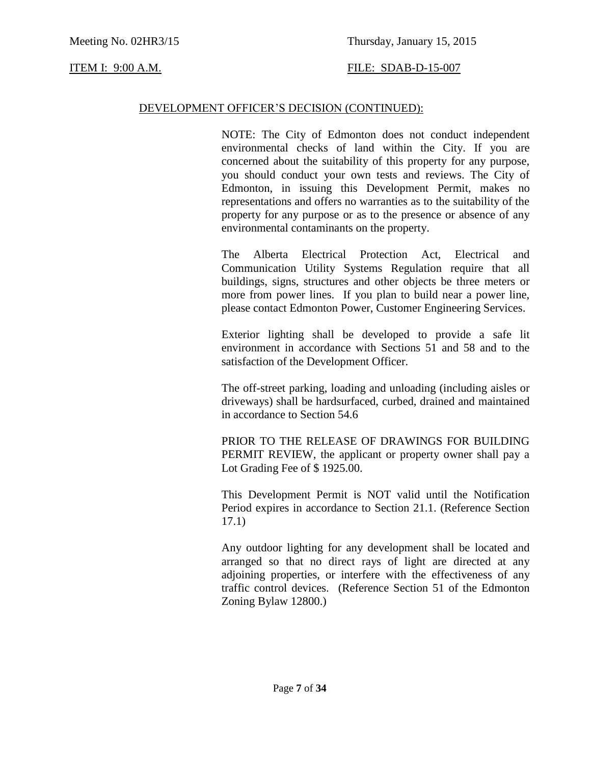Meeting No. 02HR3/15 Thursday, January 15, 2015

ITEM I: 9:00 A.M. FILE: SDAB-D-15-007

DEVELOPMENT OFFICER'S DECISION (CONTINUED):

NOTE: The City of Edmonton does not conduct independent environmental checks of land within the City. If you are concerned about the suitability of this property for any purpose, you should conduct your own tests and reviews. The City of Edmonton, in issuing this Development Permit, makes no representations and offers no warranties as to the suitability of the property for any purpose or as to the presence or absence of any environmental contaminants on the property.

The Alberta Electrical Protection Act, Electrical and Communication Utility Systems Regulation require that all buildings, signs, structures and other objects be three meters or more from power lines. If you plan to build near a power line, please contact Edmonton Power, Customer Engineering Services.

Exterior lighting shall be developed to provide a safe lit environment in accordance with Sections 51 and 58 and to the satisfaction of the Development Officer.

The off-street parking, loading and unloading (including aisles or driveways) shall be hardsurfaced, curbed, drained and maintained in accordance to Section 54.6

PRIOR TO THE RELEASE OF DRAWINGS FOR BUILDING PERMIT REVIEW, the applicant or property owner shall pay a Lot Grading Fee of $ 1925.00.

This Development Permit is NOT valid until the Notification Period expires in accordance to Section 21.1. (Reference Section 17.1)

Any outdoor lighting for any development shall be located and arranged so that no direct rays of light are directed at any adjoining properties, or interfere with the effectiveness of any traffic control devices. (Reference Section 51 of the Edmonton Zoning Bylaw 12800.)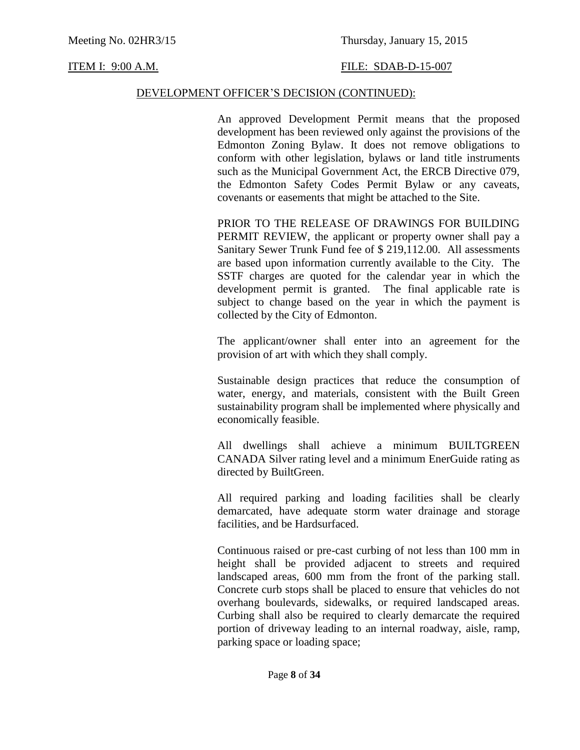Meeting No. 02HR3/15 Thursday, January 15, 2015

ITEM I: 9:00 A.M. FILE: SDAB-D-15-007

DEVELOPMENT OFFICER'S DECISION (CONTINUED):

An approved Development Permit means that the proposed development has been reviewed only against the provisions of the Edmonton Zoning Bylaw. It does not remove obligations to conform with other legislation, bylaws or land title instruments such as the Municipal Government Act, the ERCB Directive 079, the Edmonton Safety Codes Permit Bylaw or any caveats, covenants or easements that might be attached to the Site.

PRIOR TO THE RELEASE OF DRAWINGS FOR BUILDING PERMIT REVIEW, the applicant or property owner shall pay a Sanitary Sewer Trunk Fund fee of $ 219,112.00. All assessments are based upon information currently available to the City. The SSTF charges are quoted for the calendar year in which the development permit is granted. The final applicable rate is subject to change based on the year in which the payment is collected by the City of Edmonton.

The applicant/owner shall enter into an agreement for the provision of art with which they shall comply.

Sustainable design practices that reduce the consumption of water, energy, and materials, consistent with the Built Green sustainability program shall be implemented where physically and economically feasible.

All dwellings shall achieve a minimum BUILTGREEN CANADA Silver rating level and a minimum EnerGuide rating as directed by BuiltGreen.

All required parking and loading facilities shall be clearly demarcated, have adequate storm water drainage and storage facilities, and be Hardsurfaced.

Continuous raised or pre-cast curbing of not less than 100 mm in height shall be provided adjacent to streets and required landscaped areas, 600 mm from the front of the parking stall. Concrete curb stops shall be placed to ensure that vehicles do not overhang boulevards, sidewalks, or required landscaped areas. Curbing shall also be required to clearly demarcate the required portion of driveway leading to an internal roadway, aisle, ramp, parking space or loading space;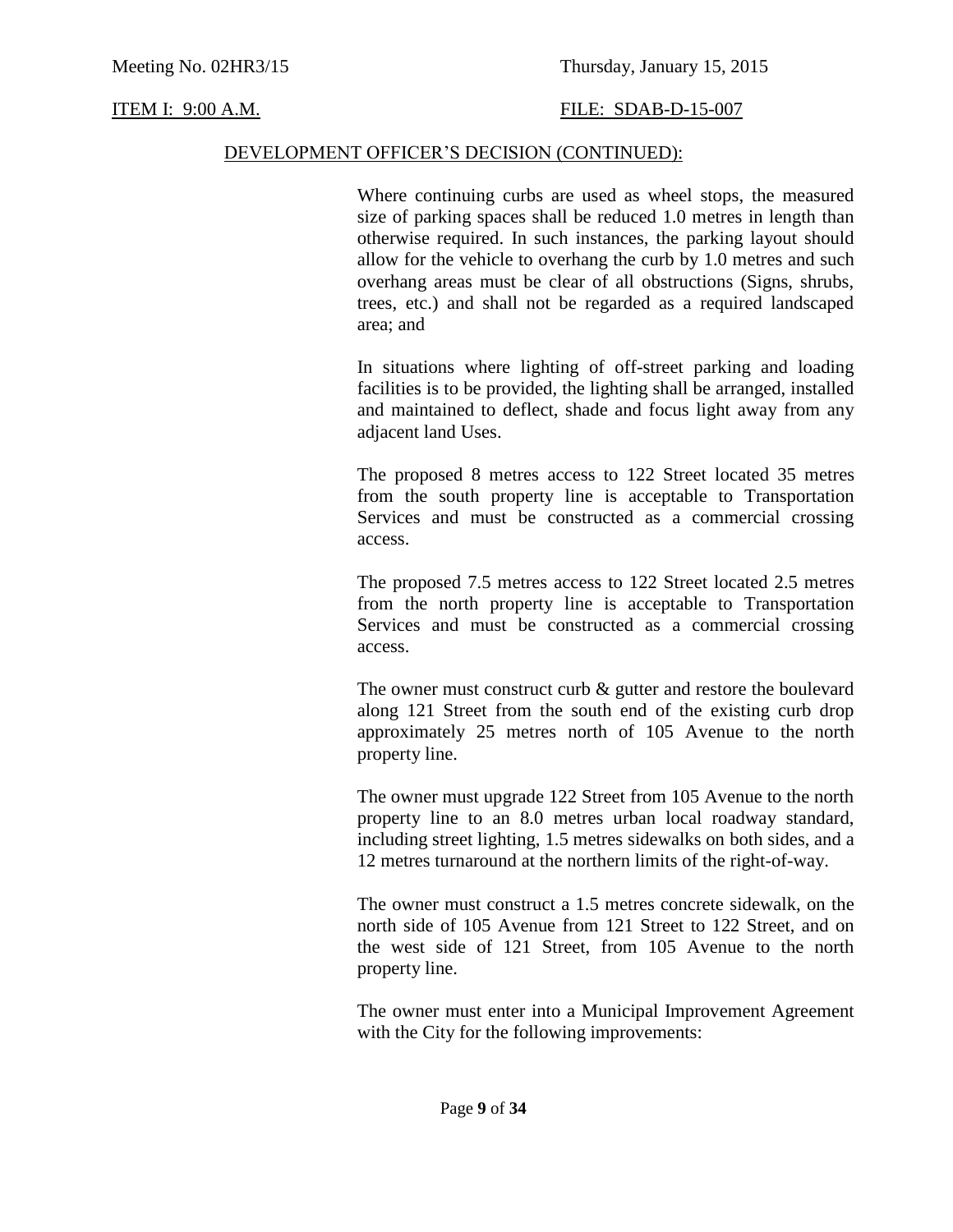Meeting No. 02HR3/15 Thursday, January 15, 2015

ITEM I: 9:00 A.M. FILE: SDAB-D-15-007

DEVELOPMENT OFFICER'S DECISION (CONTINUED):

Where continuing curbs are used as wheel stops, the measured size of parking spaces shall be reduced 1.0 metres in length than otherwise required. In such instances, the parking layout should allow for the vehicle to overhang the curb by 1.0 metres and such overhang areas must be clear of all obstructions (Signs, shrubs, trees, etc.) and shall not be regarded as a required landscaped area; and

In situations where lighting of off-street parking and loading facilities is to be provided, the lighting shall be arranged, installed and maintained to deflect, shade and focus light away from any adjacent land Uses.

The proposed 8 metres access to 122 Street located 35 metres from the south property line is acceptable to Transportation Services and must be constructed as a commercial crossing access.

The proposed 7.5 metres access to 122 Street located 2.5 metres from the north property line is acceptable to Transportation Services and must be constructed as a commercial crossing access.

The owner must construct curb & gutter and restore the boulevard along 121 Street from the south end of the existing curb drop approximately 25 metres north of 105 Avenue to the north property line.

The owner must upgrade 122 Street from 105 Avenue to the north property line to an 8.0 metres urban local roadway standard, including street lighting, 1.5 metres sidewalks on both sides, and a 12 metres turnaround at the northern limits of the right-of-way.

The owner must construct a 1.5 metres concrete sidewalk, on the north side of 105 Avenue from 121 Street to 122 Street, and on the west side of 121 Street, from 105 Avenue to the north property line.

The owner must enter into a Municipal Improvement Agreement with the City for the following improvements: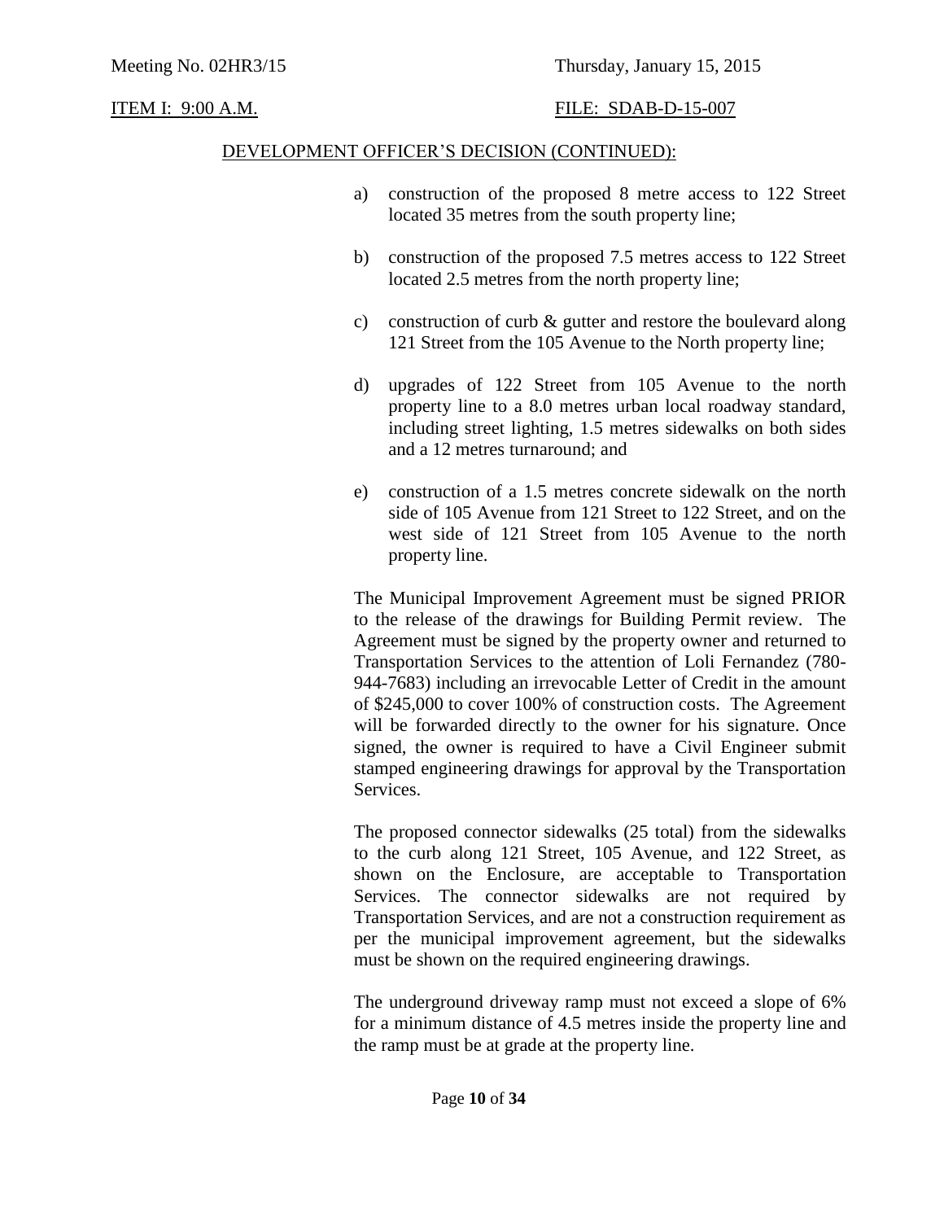DEVELOPMENT OFFICER'S DECISION (CONTINUED):

a) construction of the proposed 8 metre access to 122 Street located 35 metres from the south property line;

b) construction of the proposed 7.5 metres access to 122 Street located 2.5 metres from the north property line;

c) construction of curb & gutter and restore the boulevard along 121 Street from the 105 Avenue to the North property line;

d) upgrades of 122 Street from 105 Avenue to the north property line to a 8.0 metres urban local roadway standard, including street lighting, 1.5 metres sidewalks on both sides and a 12 metres turnaround; and

e) construction of a 1.5 metres concrete sidewalk on the north side of 105 Avenue from 121 Street to 122 Street, and on the west side of 121 Street from 105 Avenue to the north property line.

The Municipal Improvement Agreement must be signed PRIOR to the release of the drawings for Building Permit review. The Agreement must be signed by the property owner and returned to Transportation Services to the attention of Loli Fernandez (780-944-7683) including an irrevocable Letter of Credit in the amount of $245,000 to cover 100% of construction costs. The Agreement will be forwarded directly to the owner for his signature. Once signed, the owner is required to have a Civil Engineer submit stamped engineering drawings for approval by the Transportation Services.

The proposed connector sidewalks (25 total) from the sidewalks to the curb along 121 Street, 105 Avenue, and 122 Street, as shown on the Enclosure, are acceptable to Transportation Services. The connector sidewalks are not required by Transportation Services, and are not a construction requirement as per the municipal improvement agreement, but the sidewalks must be shown on the required engineering drawings.

The underground driveway ramp must not exceed a slope of 6% for a minimum distance of 4.5 metres inside the property line and the ramp must be at grade at the property line.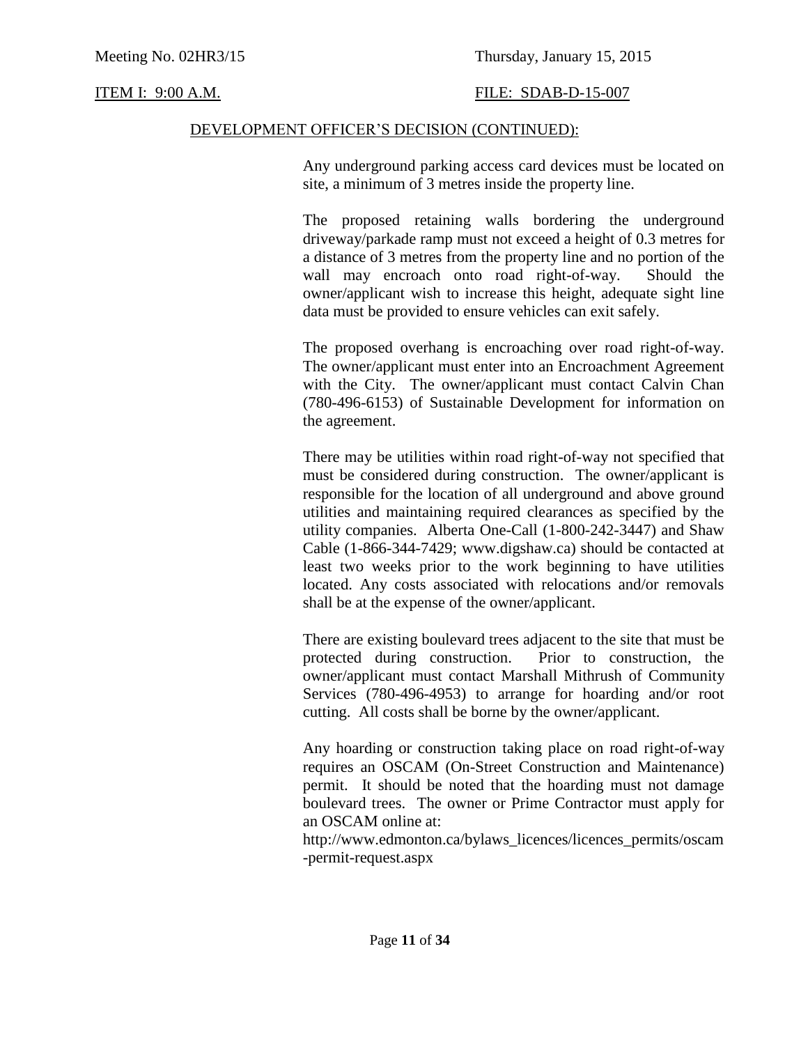Meeting No. 02HR3/15 Thursday, January 15, 2015

ITEM I: 9:00 A.M. FILE: SDAB-D-15-007

DEVELOPMENT OFFICER'S DECISION (CONTINUED):

Any underground parking access card devices must be located on site, a minimum of 3 metres inside the property line.

The proposed retaining walls bordering the underground driveway/parkade ramp must not exceed a height of 0.3 metres for a distance of 3 metres from the property line and no portion of the wall may encroach onto road right-of-way. Should the owner/applicant wish to increase this height, adequate sight line data must be provided to ensure vehicles can exit safely.

The proposed overhang is encroaching over road right-of-way. The owner/applicant must enter into an Encroachment Agreement with the City. The owner/applicant must contact Calvin Chan (780-496-6153) of Sustainable Development for information on the agreement.

There may be utilities within road right-of-way not specified that must be considered during construction. The owner/applicant is responsible for the location of all underground and above ground utilities and maintaining required clearances as specified by the utility companies. Alberta One-Call (1-800-242-3447) and Shaw Cable (1-866-344-7429; www.digshaw.ca) should be contacted at least two weeks prior to the work beginning to have utilities located. Any costs associated with relocations and/or removals shall be at the expense of the owner/applicant.

There are existing boulevard trees adjacent to the site that must be protected during construction. Prior to construction, the owner/applicant must contact Marshall Mithrush of Community Services (780-496-4953) to arrange for hoarding and/or root cutting. All costs shall be borne by the owner/applicant.

Any hoarding or construction taking place on road right-of-way requires an OSCAM (On-Street Construction and Maintenance) permit. It should be noted that the hoarding must not damage boulevard trees. The owner or Prime Contractor must apply for an OSCAM online at:
http://www.edmonton.ca/bylaws_licences/licences_permits/oscam-permit-request.aspx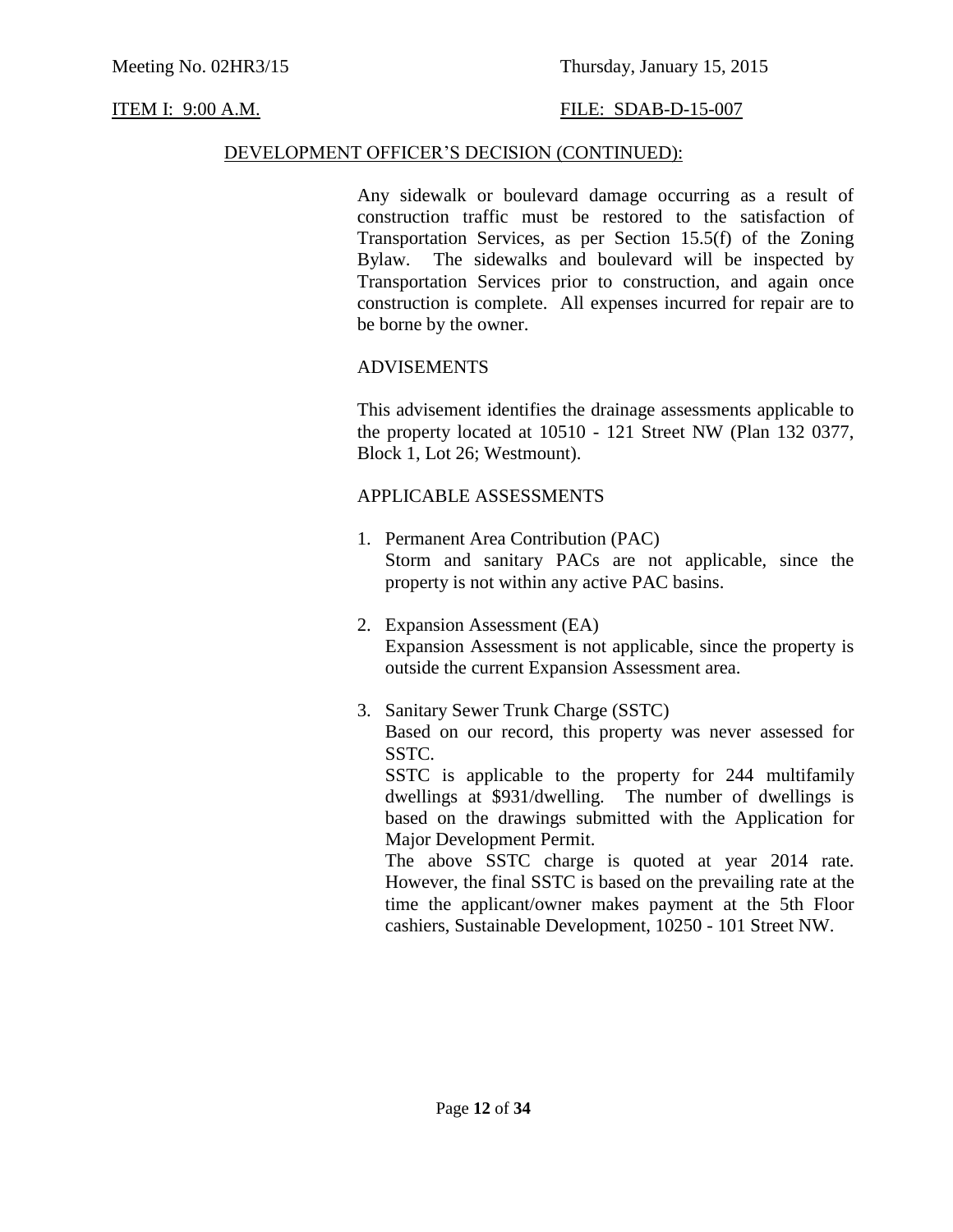Meeting No. 02HR3/15 Thursday, January 15, 2015

ITEM I: 9:00 A.M. FILE: SDAB-D-15-007

DEVELOPMENT OFFICER'S DECISION (CONTINUED):

Any sidewalk or boulevard damage occurring as a result of construction traffic must be restored to the satisfaction of Transportation Services, as per Section 15.5(f) of the Zoning Bylaw. The sidewalks and boulevard will be inspected by Transportation Services prior to construction, and again once construction is complete. All expenses incurred for repair are to be borne by the owner.

ADVISEMENTS

This advisement identifies the drainage assessments applicable to the property located at 10510 - 121 Street NW (Plan 132 0377, Block 1, Lot 26; Westmount).

APPLICABLE ASSESSMENTS

1. Permanent Area Contribution (PAC)
   Storm and sanitary PACs are not applicable, since the property is not within any active PAC basins.

2. Expansion Assessment (EA)
   Expansion Assessment is not applicable, since the property is outside the current Expansion Assessment area.

3. Sanitary Sewer Trunk Charge (SSTC)
   Based on our record, this property was never assessed for SSTC.
   SSTC is applicable to the property for 244 multifamily dwellings at $931/dwelling. The number of dwellings is based on the drawings submitted with the Application for Major Development Permit.
   The above SSTC charge is quoted at year 2014 rate. However, the final SSTC is based on the prevailing rate at the time the applicant/owner makes payment at the 5th Floor cashiers, Sustainable Development, 10250 - 101 Street NW.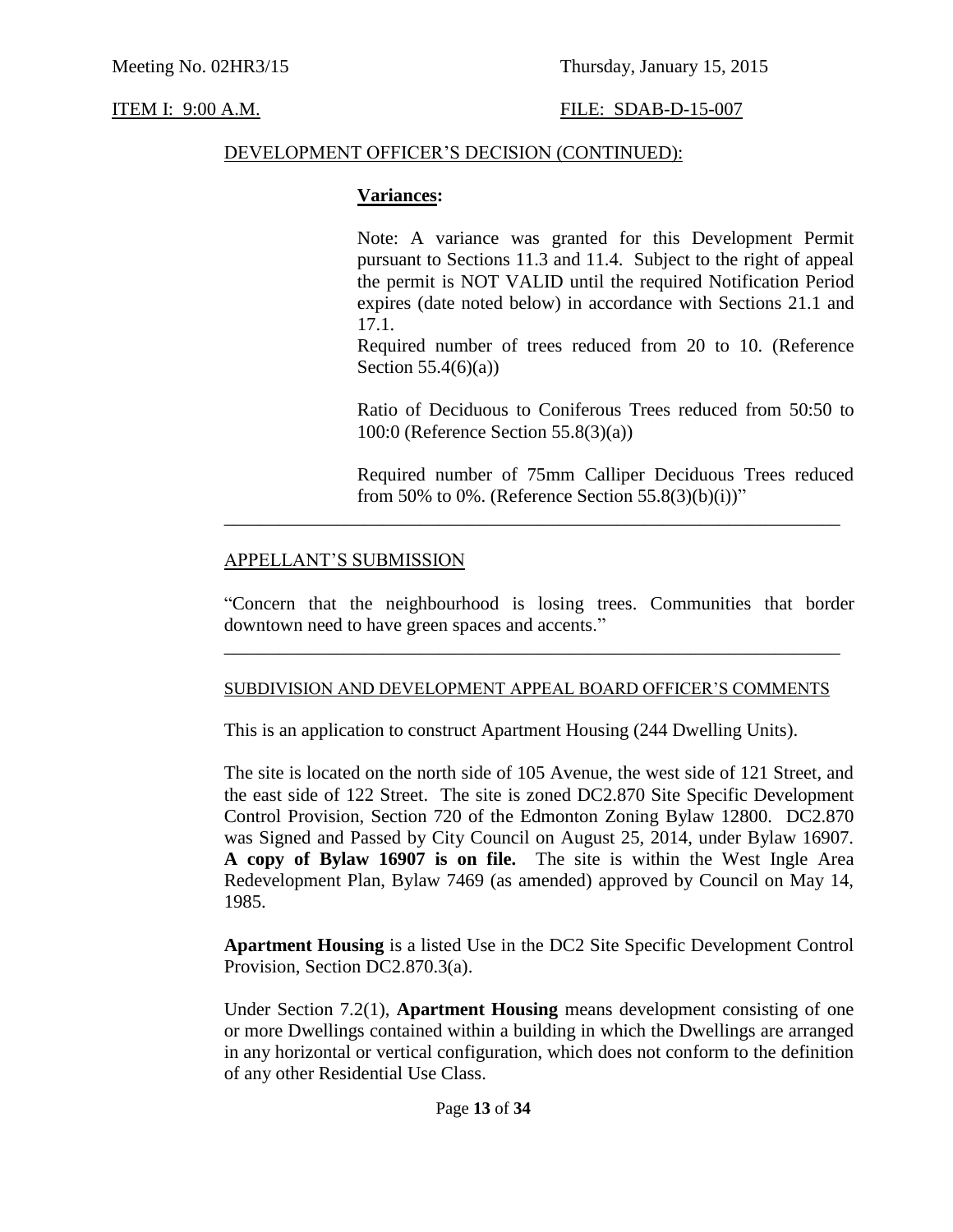Meeting No. 02HR3/15 Thursday, January 15, 2015

ITEM I: 9:00 A.M. FILE: SDAB-D-15-007

DEVELOPMENT OFFICER'S DECISION (CONTINUED):

**Variances:**

Note: A variance was granted for this Development Permit pursuant to Sections 11.3 and 11.4. Subject to the right of appeal the permit is NOT VALID until the required Notification Period expires (date noted below) in accordance with Sections 21.1 and 17.1.

Required number of trees reduced from 20 to 10. (Reference Section 55.4(6)(a))

Ratio of Deciduous to Coniferous Trees reduced from 50:50 to 100:0 (Reference Section 55.8(3)(a))

Required number of 75mm Calliper Deciduous Trees reduced from 50% to 0%. (Reference Section 55.8(3)(b)(i))"

---

APPELLANT'S SUBMISSION

"Concern that the neighbourhood is losing trees. Communities that border downtown need to have green spaces and accents."

---

SUBDIVISION AND DEVELOPMENT APPEAL BOARD OFFICER'S COMMENTS

This is an application to construct Apartment Housing (244 Dwelling Units).

The site is located on the north side of 105 Avenue, the west side of 121 Street, and the east side of 122 Street. The site is zoned DC2.870 Site Specific Development Control Provision, Section 720 of the Edmonton Zoning Bylaw 12800. DC2.870 was Signed and Passed by City Council on August 25, 2014, under Bylaw 16907. **A copy of Bylaw 16907 is on file.** The site is within the West Ingle Area Redevelopment Plan, Bylaw 7469 (as amended) approved by Council on May 14, 1985.

**Apartment Housing** is a listed Use in the DC2 Site Specific Development Control Provision, Section DC2.870.3(a).

Under Section 7.2(1), **Apartment Housing** means development consisting of one or more Dwellings contained within a building in which the Dwellings are arranged in any horizontal or vertical configuration, which does not conform to the definition of any other Residential Use Class.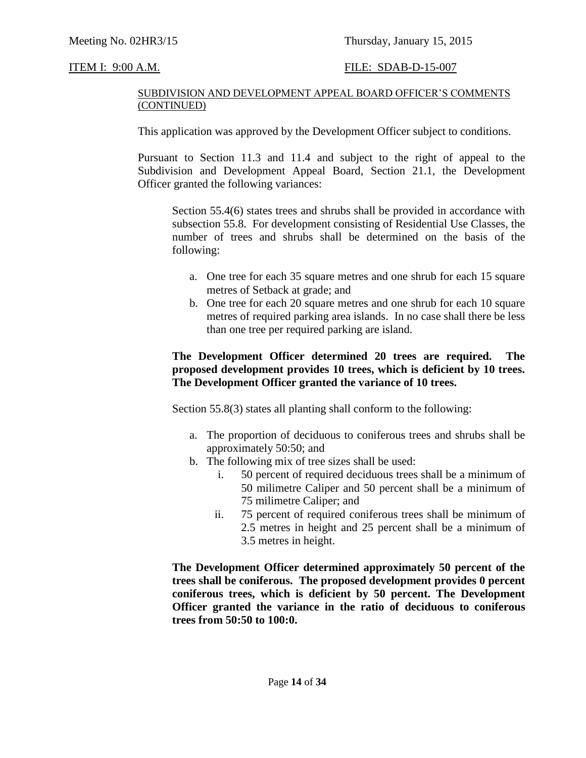Meeting No. 02HR3/15 Thursday, January 15, 2015

ITEM I: 9:00 A.M. FILE: SDAB-D-15-007

SUBDIVISION AND DEVELOPMENT APPEAL BOARD OFFICER'S COMMENTS (CONTINUED)

This application was approved by the Development Officer subject to conditions.

Pursuant to Section 11.3 and 11.4 and subject to the right of appeal to the Subdivision and Development Appeal Board, Section 21.1, the Development Officer granted the following variances:

> Section 55.4(6) states trees and shrubs shall be provided in accordance with subsection 55.8. For development consisting of Residential Use Classes, the number of trees and shrubs shall be determined on the basis of the following:
>
> a. One tree for each 35 square metres and one shrub for each 15 square metres of Setback at grade; and
> b. One tree for each 20 square metres and one shrub for each 10 square metres of required parking area islands. In no case shall there be less than one tree per required parking are island.
>
> **The Development Officer determined 20 trees are required. The proposed development provides 10 trees, which is deficient by 10 trees. The Development Officer granted the variance of 10 trees.**
>
> Section 55.8(3) states all planting shall conform to the following:
>
> a. The proportion of deciduous to coniferous trees and shrubs shall be approximately 50:50; and
> b. The following mix of tree sizes shall be used:
>     i. 50 percent of required deciduous trees shall be a minimum of 50 milimetre Caliper and 50 percent shall be a minimum of 75 milimetre Caliper; and
>     ii. 75 percent of required coniferous trees shall be minimum of 2.5 metres in height and 25 percent shall be a minimum of 3.5 metres in height.
>
> **The Development Officer determined approximately 50 percent of the trees shall be coniferous. The proposed development provides 0 percent coniferous trees, which is deficient by 50 percent. The Development Officer granted the variance in the ratio of deciduous to coniferous trees from 50:50 to 100:0.**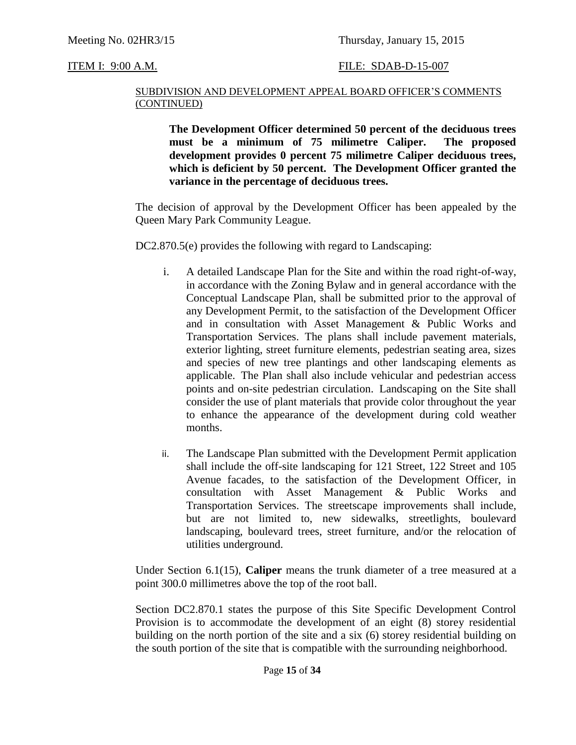SUBDIVISION AND DEVELOPMENT APPEAL BOARD OFFICER'S COMMENTS (CONTINUED)

**The Development Officer determined 50 percent of the deciduous trees must be a minimum of 75 milimetre Caliper. The proposed development provides 0 percent 75 milimetre Caliper deciduous trees, which is deficient by 50 percent. The Development Officer granted the variance in the percentage of deciduous trees.**

The decision of approval by the Development Officer has been appealed by the Queen Mary Park Community League.

DC2.870.5(e) provides the following with regard to Landscaping:

i. A detailed Landscape Plan for the Site and within the road right-of-way, in accordance with the Zoning Bylaw and in general accordance with the Conceptual Landscape Plan, shall be submitted prior to the approval of any Development Permit, to the satisfaction of the Development Officer and in consultation with Asset Management & Public Works and Transportation Services. The plans shall include pavement materials, exterior lighting, street furniture elements, pedestrian seating area, sizes and species of new tree plantings and other landscaping elements as applicable. The Plan shall also include vehicular and pedestrian access points and on-site pedestrian circulation. Landscaping on the Site shall consider the use of plant materials that provide color throughout the year to enhance the appearance of the development during cold weather months.

ii. The Landscape Plan submitted with the Development Permit application shall include the off-site landscaping for 121 Street, 122 Street and 105 Avenue facades, to the satisfaction of the Development Officer, in consultation with Asset Management & Public Works and Transportation Services. The streetscape improvements shall include, but are not limited to, new sidewalks, streetlights, boulevard landscaping, boulevard trees, street furniture, and/or the relocation of utilities underground.

Under Section 6.1(15), **Caliper** means the trunk diameter of a tree measured at a point 300.0 millimetres above the top of the root ball.

Section DC2.870.1 states the purpose of this Site Specific Development Control Provision is to accommodate the development of an eight (8) storey residential building on the north portion of the site and a six (6) storey residential building on the south portion of the site that is compatible with the surrounding neighborhood.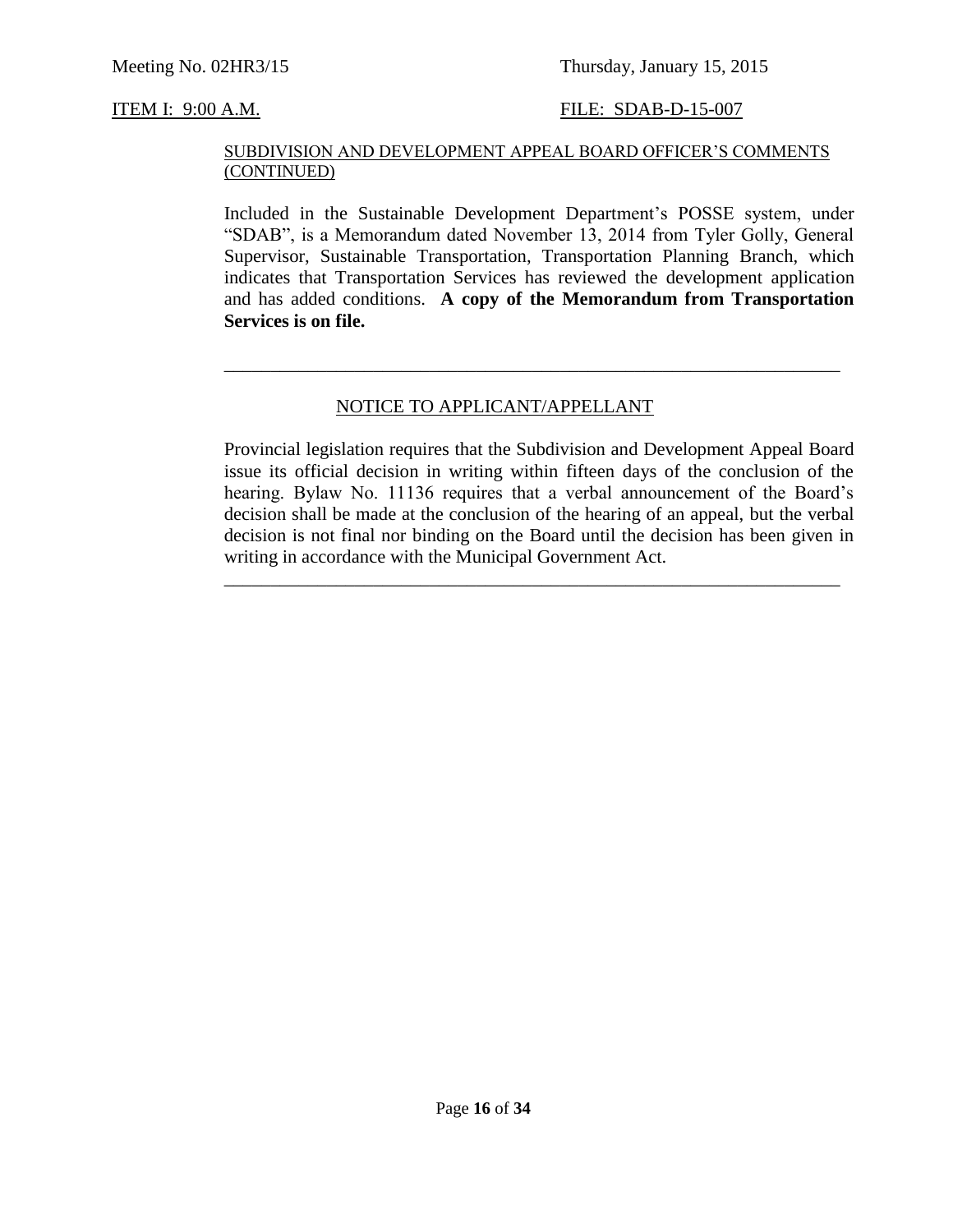Meeting No. 02HR3/15 Thursday, January 15, 2015

ITEM I: 9:00 A.M. FILE: SDAB-D-15-007

SUBDIVISION AND DEVELOPMENT APPEAL BOARD OFFICER'S COMMENTS (CONTINUED)

Included in the Sustainable Development Department's POSSE system, under "SDAB", is a Memorandum dated November 13, 2014 from Tyler Golly, General Supervisor, Sustainable Transportation, Transportation Planning Branch, which indicates that Transportation Services has reviewed the development application and has added conditions. **A copy of the Memorandum from Transportation Services is on file.**

---

## NOTICE TO APPLICANT/APPELLANT

Provincial legislation requires that the Subdivision and Development Appeal Board issue its official decision in writing within fifteen days of the conclusion of the hearing. Bylaw No. 11136 requires that a verbal announcement of the Board's decision shall be made at the conclusion of the hearing of an appeal, but the verbal decision is not final nor binding on the Board until the decision has been given in writing in accordance with the Municipal Government Act.

---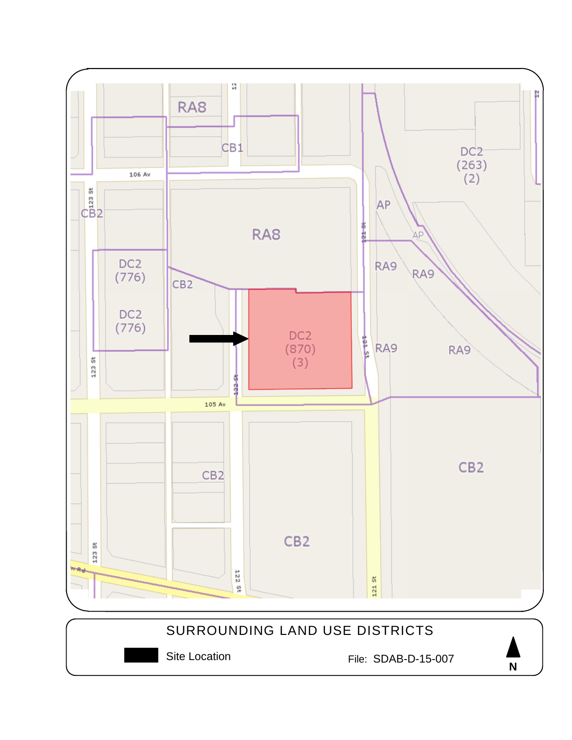SURROUNDING LAND USE DISTRICTS

Site Location

File: SDAB-D-15-007

N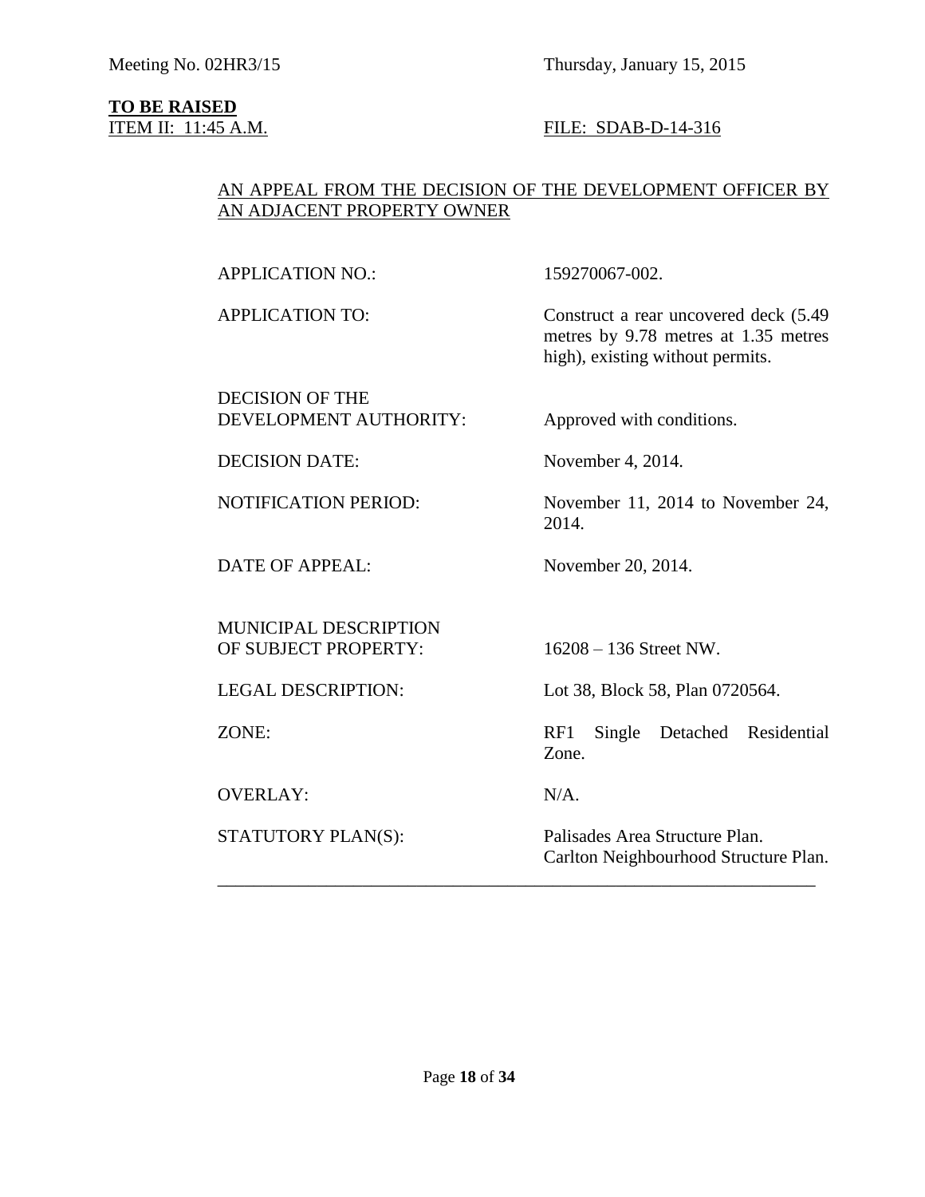Meeting No. 02HR3/15 Thursday, January 15, 2015

**TO BE RAISED**
ITEM II: 11:45 A.M. FILE: SDAB-D-14-316

AN APPEAL FROM THE DECISION OF THE DEVELOPMENT OFFICER BY AN ADJACENT PROPERTY OWNER

| | |
|---|---|
| APPLICATION NO.: | 159270067-002. |
| APPLICATION TO: | Construct a rear uncovered deck (5.49 metres by 9.78 metres at 1.35 metres high), existing without permits. |
| DECISION OF THE DEVELOPMENT AUTHORITY: | Approved with conditions. |
| DECISION DATE: | November 4, 2014. |
| NOTIFICATION PERIOD: | November 11, 2014 to November 24, 2014. |
| DATE OF APPEAL: | November 20, 2014. |
| MUNICIPAL DESCRIPTION OF SUBJECT PROPERTY: | 16208 – 136 Street NW. |
| LEGAL DESCRIPTION: | Lot 38, Block 58, Plan 0720564. |
| ZONE: | RF1 Single Detached Residential Zone. |
| OVERLAY: | N/A. |
| STATUTORY PLAN(S): | Palisades Area Structure Plan.<br>Carlton Neighbourhood Structure Plan. |

---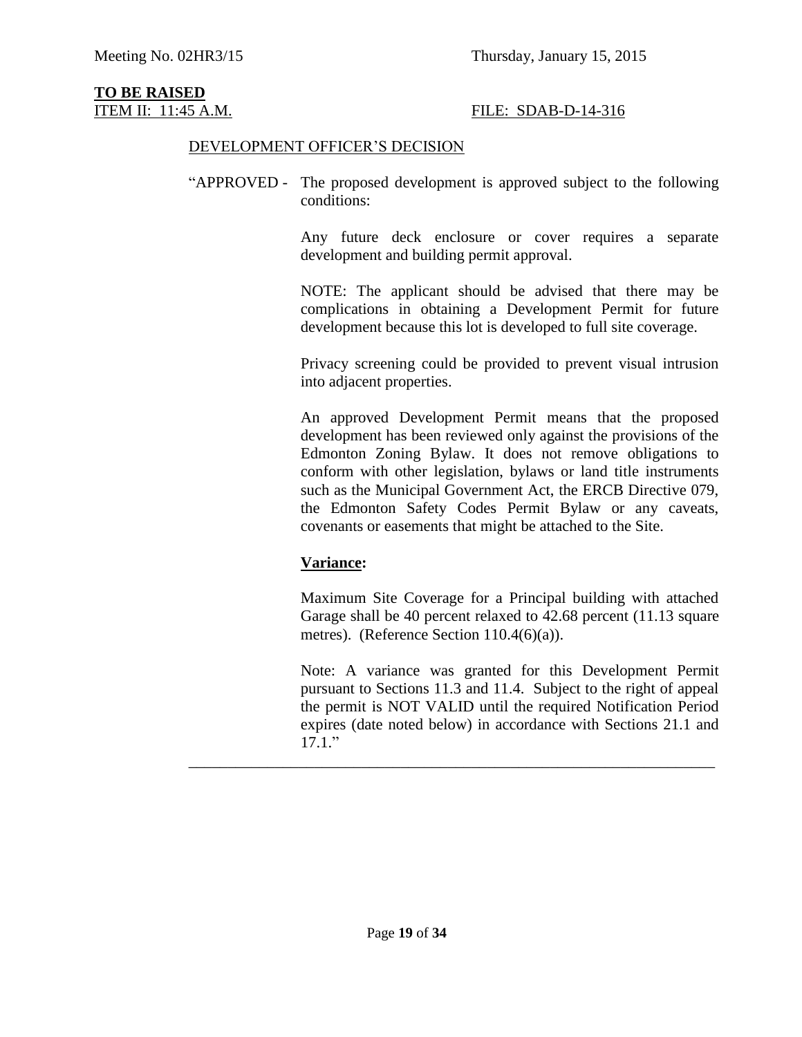Meeting No. 02HR3/15 Thursday, January 15, 2015

**TO BE RAISED**

ITEM II: 11:45 A.M. FILE: SDAB-D-14-316

DEVELOPMENT OFFICER'S DECISION

"APPROVED - The proposed development is approved subject to the following conditions:

Any future deck enclosure or cover requires a separate development and building permit approval.

NOTE: The applicant should be advised that there may be complications in obtaining a Development Permit for future development because this lot is developed to full site coverage.

Privacy screening could be provided to prevent visual intrusion into adjacent properties.

An approved Development Permit means that the proposed development has been reviewed only against the provisions of the Edmonton Zoning Bylaw. It does not remove obligations to conform with other legislation, bylaws or land title instruments such as the Municipal Government Act, the ERCB Directive 079, the Edmonton Safety Codes Permit Bylaw or any caveats, covenants or easements that might be attached to the Site.

**Variance:**

Maximum Site Coverage for a Principal building with attached Garage shall be 40 percent relaxed to 42.68 percent (11.13 square metres). (Reference Section 110.4(6)(a)).

Note: A variance was granted for this Development Permit pursuant to Sections 11.3 and 11.4. Subject to the right of appeal the permit is NOT VALID until the required Notification Period expires (date noted below) in accordance with Sections 21.1 and 17.1."

---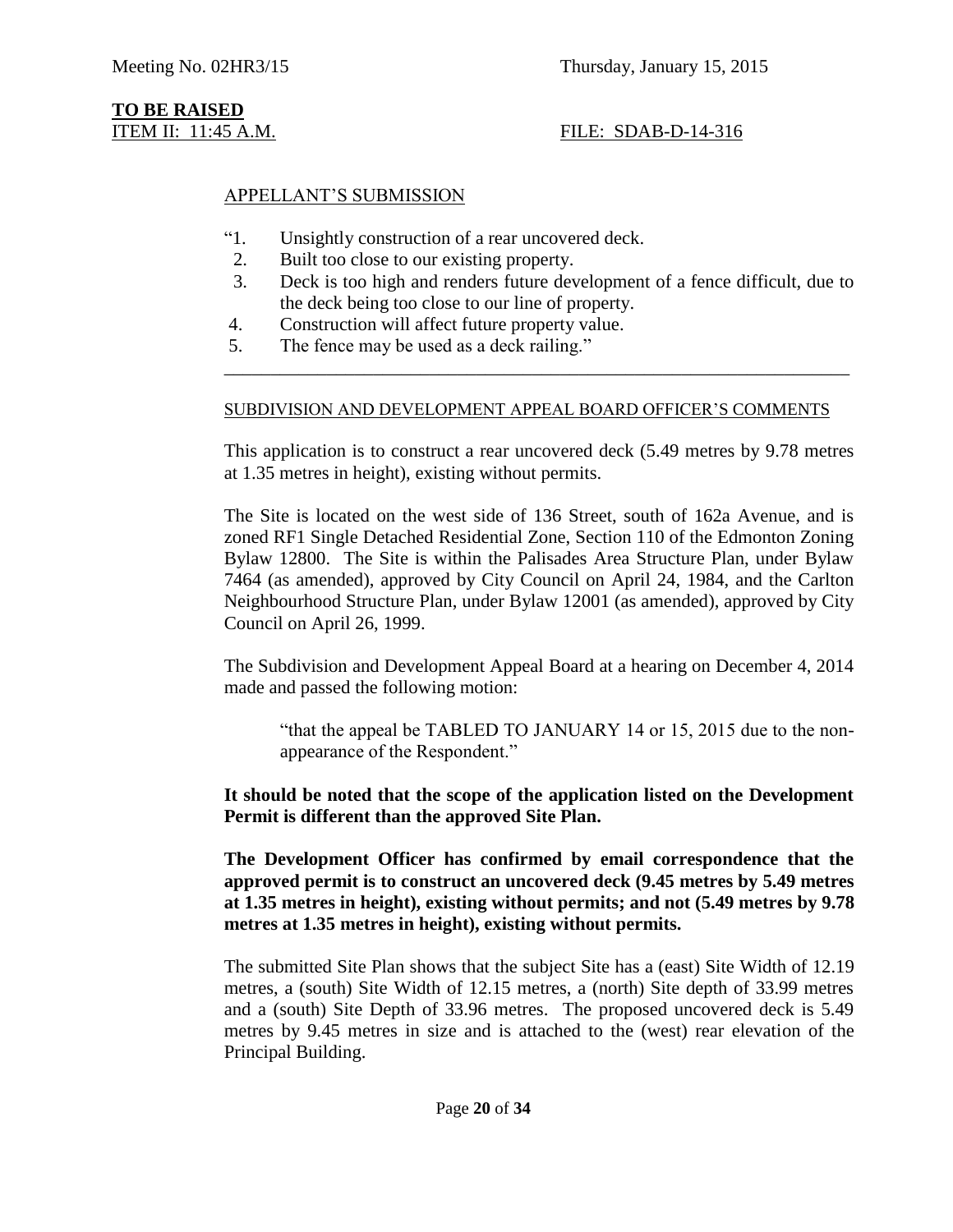Meeting No. 02HR3/15 Thursday, January 15, 2015

**TO BE RAISED**

ITEM II: 11:45 A.M. FILE: SDAB-D-14-316

APPELLANT'S SUBMISSION

"1. Unsightly construction of a rear uncovered deck.
2. Built too close to our existing property.
3. Deck is too high and renders future development of a fence difficult, due to the deck being too close to our line of property.
4. Construction will affect future property value.
5. The fence may be used as a deck railing."

---

SUBDIVISION AND DEVELOPMENT APPEAL BOARD OFFICER'S COMMENTS

This application is to construct a rear uncovered deck (5.49 metres by 9.78 metres at 1.35 metres in height), existing without permits.

The Site is located on the west side of 136 Street, south of 162a Avenue, and is zoned RF1 Single Detached Residential Zone, Section 110 of the Edmonton Zoning Bylaw 12800. The Site is within the Palisades Area Structure Plan, under Bylaw 7464 (as amended), approved by City Council on April 24, 1984, and the Carlton Neighbourhood Structure Plan, under Bylaw 12001 (as amended), approved by City Council on April 26, 1999.

The Subdivision and Development Appeal Board at a hearing on December 4, 2014 made and passed the following motion:

> "that the appeal be TABLED TO JANUARY 14 or 15, 2015 due to the non-appearance of the Respondent."

**It should be noted that the scope of the application listed on the Development Permit is different than the approved Site Plan.**

**The Development Officer has confirmed by email correspondence that the approved permit is to construct an uncovered deck (9.45 metres by 5.49 metres at 1.35 metres in height), existing without permits; and not (5.49 metres by 9.78 metres at 1.35 metres in height), existing without permits.**

The submitted Site Plan shows that the subject Site has a (east) Site Width of 12.19 metres, a (south) Site Width of 12.15 metres, a (north) Site depth of 33.99 metres and a (south) Site Depth of 33.96 metres. The proposed uncovered deck is 5.49 metres by 9.45 metres in size and is attached to the (west) rear elevation of the Principal Building.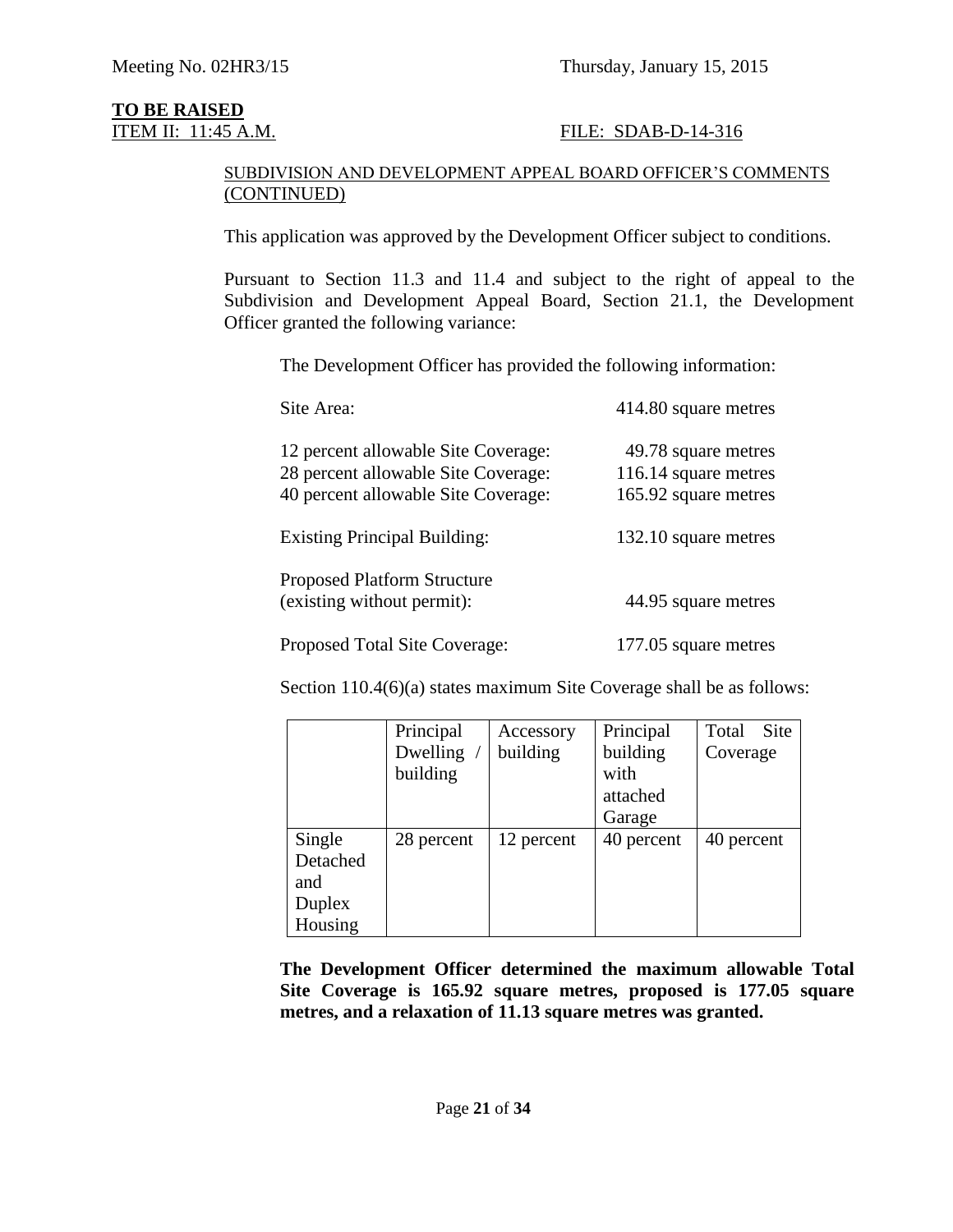**TO BE RAISED**

ITEM II: 11:45 A.M. FILE: SDAB-D-14-316

SUBDIVISION AND DEVELOPMENT APPEAL BOARD OFFICER'S COMMENTS (CONTINUED)

This application was approved by the Development Officer subject to conditions.

Pursuant to Section 11.3 and 11.4 and subject to the right of appeal to the Subdivision and Development Appeal Board, Section 21.1, the Development Officer granted the following variance:

The Development Officer has provided the following information:

Site Area: 414.80 square metres

12 percent allowable Site Coverage: 49.78 square metres
28 percent allowable Site Coverage: 116.14 square metres
40 percent allowable Site Coverage: 165.92 square metres

Existing Principal Building: 132.10 square metres

Proposed Platform Structure (existing without permit): 44.95 square metres

Proposed Total Site Coverage: 177.05 square metres

Section 110.4(6)(a) states maximum Site Coverage shall be as follows:

| | Principal Dwelling / building | Accessory building | Principal building with attached Garage | Total Site Coverage |
|---|---|---|---|---|
| Single Detached and Duplex Housing | 28 percent | 12 percent | 40 percent | 40 percent |

**The Development Officer determined the maximum allowable Total Site Coverage is 165.92 square metres, proposed is 177.05 square metres, and a relaxation of 11.13 square metres was granted.**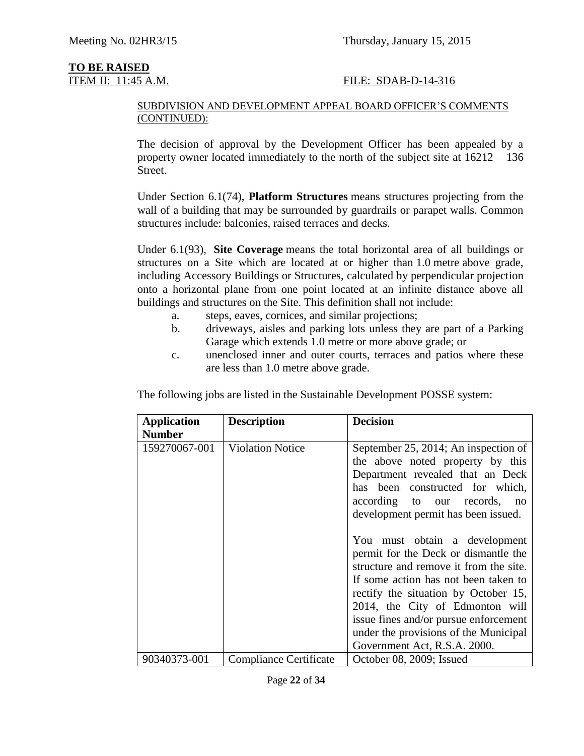Meeting No. 02HR3/15 Thursday, January 15, 2015

**TO BE RAISED**

ITEM II: 11:45 A.M. FILE: SDAB-D-14-316

SUBDIVISION AND DEVELOPMENT APPEAL BOARD OFFICER'S COMMENTS (CONTINUED):

The decision of approval by the Development Officer has been appealed by a property owner located immediately to the north of the subject site at 16212 – 136 Street.

Under Section 6.1(74), **Platform Structures** means structures projecting from the wall of a building that may be surrounded by guardrails or parapet walls. Common structures include: balconies, raised terraces and decks.

Under 6.1(93), **Site Coverage** means the total horizontal area of all buildings or structures on a Site which are located at or higher than 1.0 metre above grade, including Accessory Buildings or Structures, calculated by perpendicular projection onto a horizontal plane from one point located at an infinite distance above all buildings and structures on the Site. This definition shall not include:

a. steps, eaves, cornices, and similar projections;
b. driveways, aisles and parking lots unless they are part of a Parking Garage which extends 1.0 metre or more above grade; or
c. unenclosed inner and outer courts, terraces and patios where these are less than 1.0 metre above grade.

The following jobs are listed in the Sustainable Development POSSE system:

| Application Number | Description | Decision |
|---|---|---|
| 159270067-001 | Violation Notice | September 25, 2014; An inspection of the above noted property by this Department revealed that an Deck has been constructed for which, according to our records, no development permit has been issued.<br><br>You must obtain a development permit for the Deck or dismantle the structure and remove it from the site. If some action has not been taken to rectify the situation by October 15, 2014, the City of Edmonton will issue fines and/or pursue enforcement under the provisions of the Municipal Government Act, R.S.A. 2000. |
| 90340373-001 | Compliance Certificate | October 08, 2009; Issued |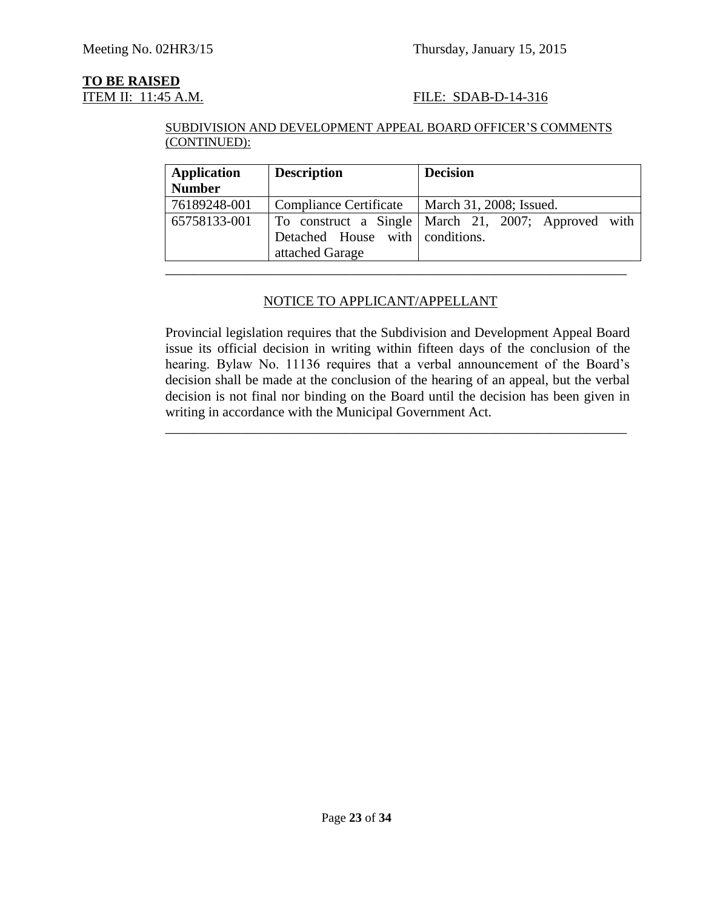Meeting No. 02HR3/15 Thursday, January 15, 2015

**TO BE RAISED**

ITEM II: 11:45 A.M. FILE: SDAB-D-14-316

SUBDIVISION AND DEVELOPMENT APPEAL BOARD OFFICER'S COMMENTS (CONTINUED):

| Application Number | Description | Decision |
|---|---|---|
| 76189248-001 | Compliance Certificate | March 31, 2008; Issued. |
| 65758133-001 | To construct a Single Detached House with attached Garage | March 21, 2007; Approved with conditions. |

---

NOTICE TO APPLICANT/APPELLANT

Provincial legislation requires that the Subdivision and Development Appeal Board issue its official decision in writing within fifteen days of the conclusion of the hearing. Bylaw No. 11136 requires that a verbal announcement of the Board's decision shall be made at the conclusion of the hearing of an appeal, but the verbal decision is not final nor binding on the Board until the decision has been given in writing in accordance with the Municipal Government Act.

---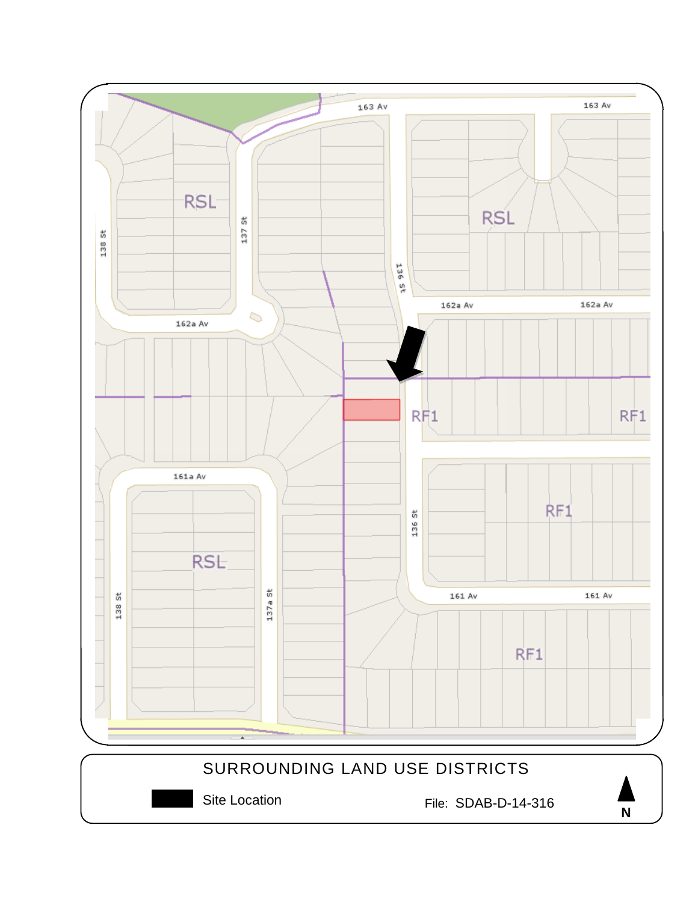163 Av

163 Av

RSL

RSL

138 St

137 St

136 St

162a Av

162a Av

162a Av

RF1

RF1

161a Av

RSL

RF1

136 St

138 St

137a St

161 Av

161 Av

RF1

SURROUNDING LAND USE DISTRICTS

Site Location

File: SDAB-D-14-316

N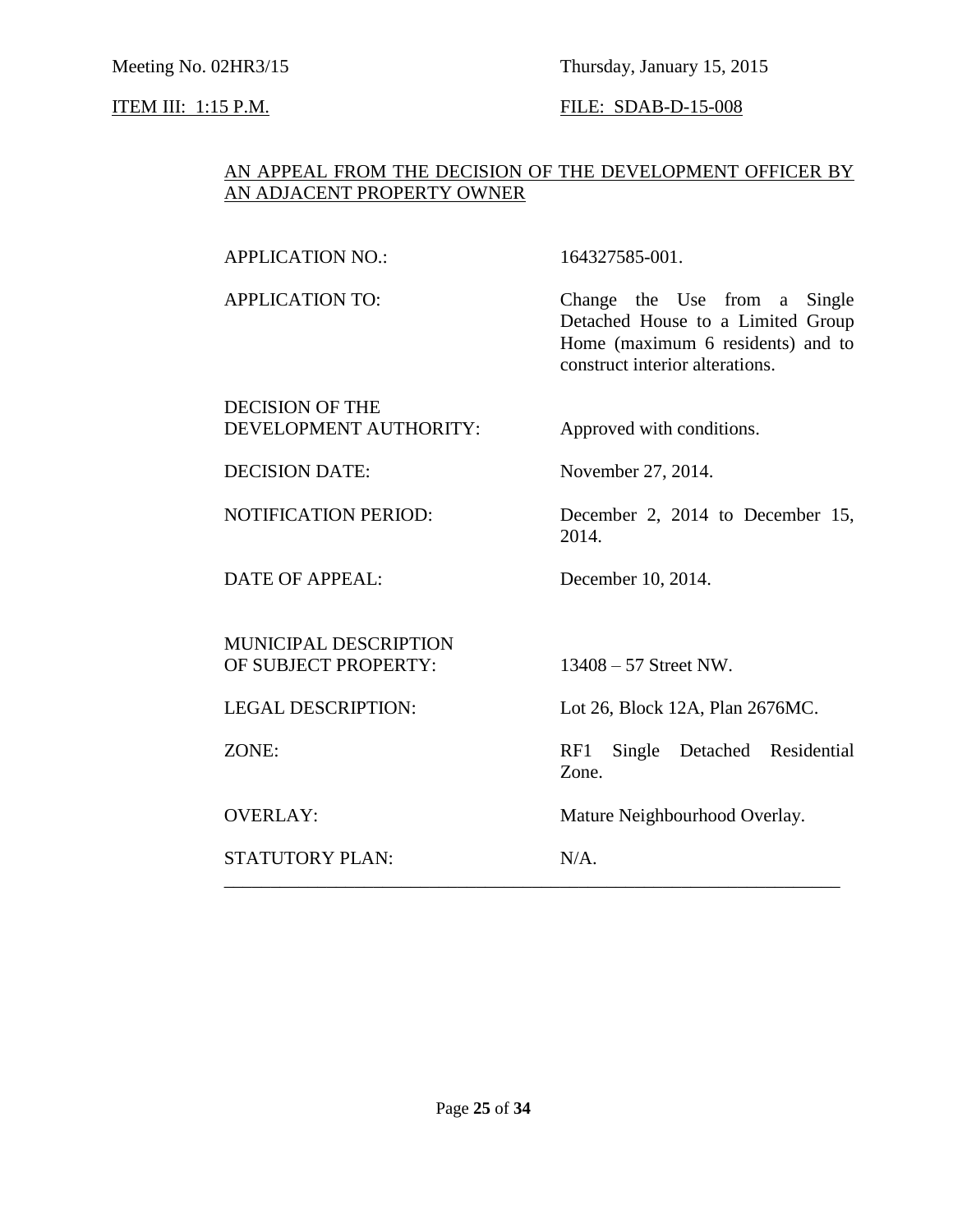Meeting No. 02HR3/15 Thursday, January 15, 2015

ITEM III: 1:15 P.M. FILE: SDAB-D-15-008

AN APPEAL FROM THE DECISION OF THE DEVELOPMENT OFFICER BY AN ADJACENT PROPERTY OWNER

| | |
|---|---|
| APPLICATION NO.: | 164327585-001. |
| APPLICATION TO: | Change the Use from a Single Detached House to a Limited Group Home (maximum 6 residents) and to construct interior alterations. |
| DECISION OF THE DEVELOPMENT AUTHORITY: | Approved with conditions. |
| DECISION DATE: | November 27, 2014. |
| NOTIFICATION PERIOD: | December 2, 2014 to December 15, 2014. |
| DATE OF APPEAL: | December 10, 2014. |
| MUNICIPAL DESCRIPTION OF SUBJECT PROPERTY: | 13408 – 57 Street NW. |
| LEGAL DESCRIPTION: | Lot 26, Block 12A, Plan 2676MC. |
| ZONE: | RF1 Single Detached Residential Zone. |
| OVERLAY: | Mature Neighbourhood Overlay. |
| STATUTORY PLAN: | N/A. |

---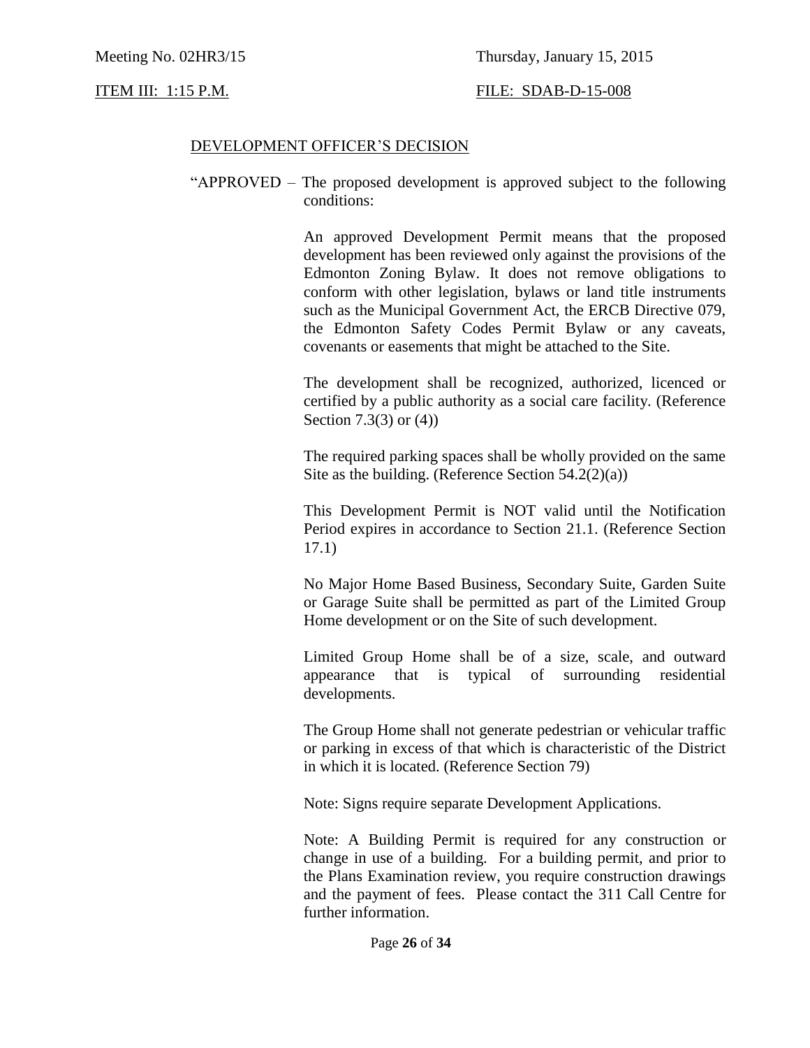Meeting No. 02HR3/15 Thursday, January 15, 2015

ITEM III: 1:15 P.M. FILE: SDAB-D-15-008

DEVELOPMENT OFFICER'S DECISION

"APPROVED – The proposed development is approved subject to the following conditions:

An approved Development Permit means that the proposed development has been reviewed only against the provisions of the Edmonton Zoning Bylaw. It does not remove obligations to conform with other legislation, bylaws or land title instruments such as the Municipal Government Act, the ERCB Directive 079, the Edmonton Safety Codes Permit Bylaw or any caveats, covenants or easements that might be attached to the Site.

The development shall be recognized, authorized, licenced or certified by a public authority as a social care facility. (Reference Section 7.3(3) or (4))

The required parking spaces shall be wholly provided on the same Site as the building. (Reference Section 54.2(2)(a))

This Development Permit is NOT valid until the Notification Period expires in accordance to Section 21.1. (Reference Section 17.1)

No Major Home Based Business, Secondary Suite, Garden Suite or Garage Suite shall be permitted as part of the Limited Group Home development or on the Site of such development.

Limited Group Home shall be of a size, scale, and outward appearance that is typical of surrounding residential developments.

The Group Home shall not generate pedestrian or vehicular traffic or parking in excess of that which is characteristic of the District in which it is located. (Reference Section 79)

Note: Signs require separate Development Applications.

Note: A Building Permit is required for any construction or change in use of a building. For a building permit, and prior to the Plans Examination review, you require construction drawings and the payment of fees. Please contact the 311 Call Centre for further information.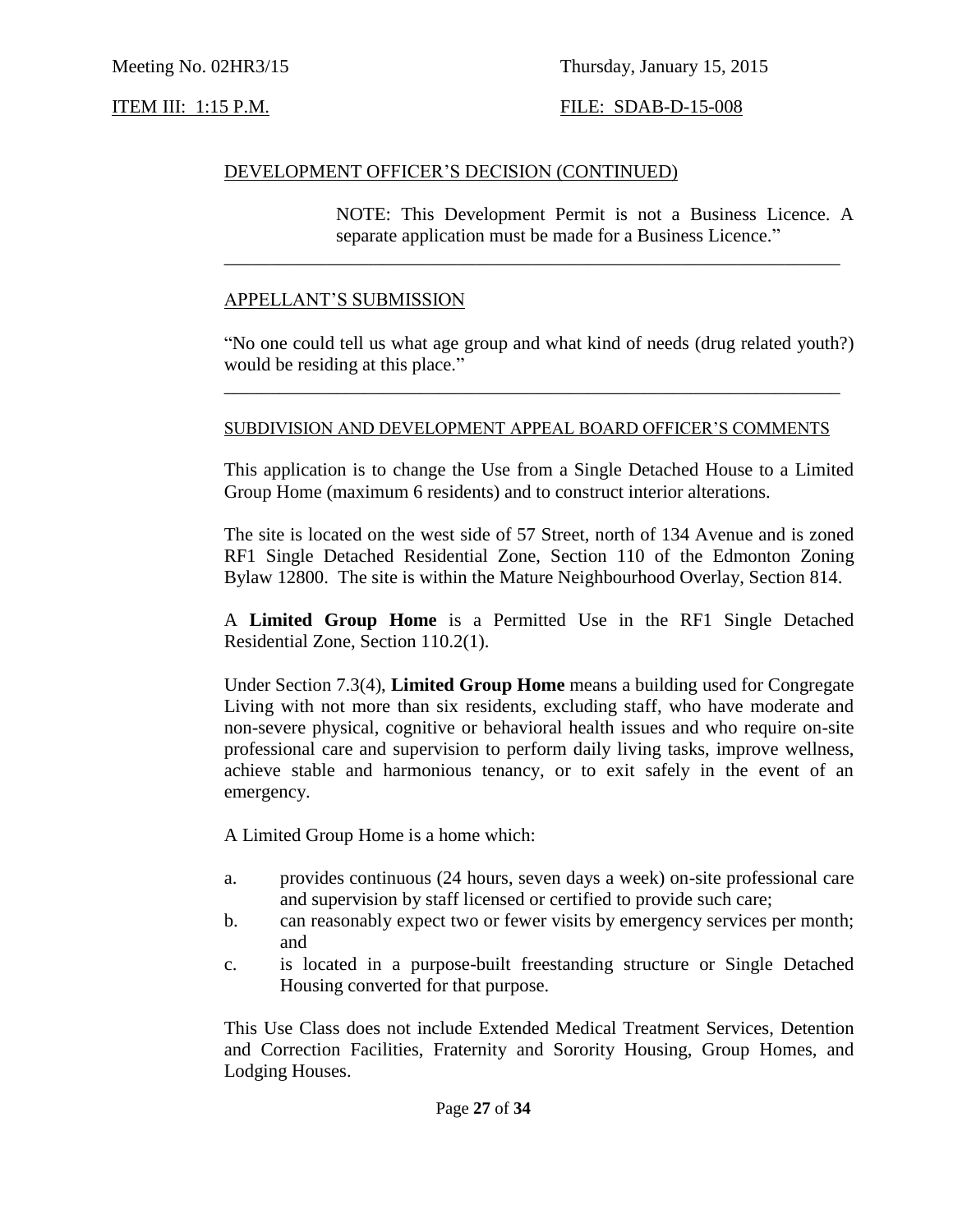Meeting No. 02HR3/15 Thursday, January 15, 2015

ITEM III: 1:15 P.M. FILE: SDAB-D-15-008

DEVELOPMENT OFFICER'S DECISION (CONTINUED)

NOTE: This Development Permit is not a Business Licence. A separate application must be made for a Business Licence."

---

APPELLANT'S SUBMISSION

"No one could tell us what age group and what kind of needs (drug related youth?) would be residing at this place."

---

SUBDIVISION AND DEVELOPMENT APPEAL BOARD OFFICER'S COMMENTS

This application is to change the Use from a Single Detached House to a Limited Group Home (maximum 6 residents) and to construct interior alterations.

The site is located on the west side of 57 Street, north of 134 Avenue and is zoned RF1 Single Detached Residential Zone, Section 110 of the Edmonton Zoning Bylaw 12800. The site is within the Mature Neighbourhood Overlay, Section 814.

A **Limited Group Home** is a Permitted Use in the RF1 Single Detached Residential Zone, Section 110.2(1).

Under Section 7.3(4), **Limited Group Home** means a building used for Congregate Living with not more than six residents, excluding staff, who have moderate and non-severe physical, cognitive or behavioral health issues and who require on-site professional care and supervision to perform daily living tasks, improve wellness, achieve stable and harmonious tenancy, or to exit safely in the event of an emergency.

A Limited Group Home is a home which:

a. provides continuous (24 hours, seven days a week) on-site professional care and supervision by staff licensed or certified to provide such care;
b. can reasonably expect two or fewer visits by emergency services per month; and
c. is located in a purpose-built freestanding structure or Single Detached Housing converted for that purpose.

This Use Class does not include Extended Medical Treatment Services, Detention and Correction Facilities, Fraternity and Sorority Housing, Group Homes, and Lodging Houses.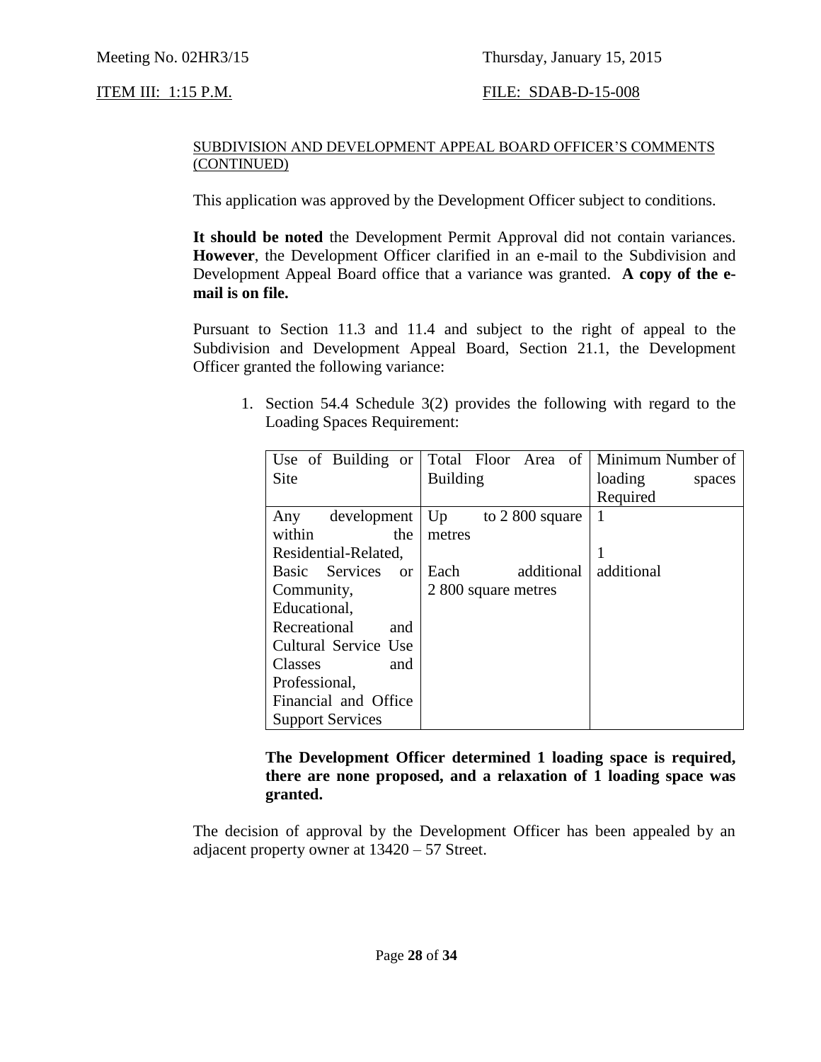Meeting No. 02HR3/15 Thursday, January 15, 2015

ITEM III: 1:15 P.M. FILE: SDAB-D-15-008

SUBDIVISION AND DEVELOPMENT APPEAL BOARD OFFICER'S COMMENTS (CONTINUED)

This application was approved by the Development Officer subject to conditions.

**It should be noted** the Development Permit Approval did not contain variances. **However**, the Development Officer clarified in an e-mail to the Subdivision and Development Appeal Board office that a variance was granted. **A copy of the e-mail is on file.**

Pursuant to Section 11.3 and 11.4 and subject to the right of appeal to the Subdivision and Development Appeal Board, Section 21.1, the Development Officer granted the following variance:

1. Section 54.4 Schedule 3(2) provides the following with regard to the Loading Spaces Requirement:

| Use of Building or Site | Total Floor Area of Building | Minimum Number of loading spaces Required |
|---|---|---|
| Any development within the Residential-Related, Basic Services or Community, Educational, Recreational and Cultural Service Use Classes and Professional, Financial and Office Support Services | Up to 2 800 square metres<br><br>Each additional 2 800 square metres | 1<br><br>1 additional |

**The Development Officer determined 1 loading space is required, there are none proposed, and a relaxation of 1 loading space was granted.**

The decision of approval by the Development Officer has been appealed by an adjacent property owner at 13420 – 57 Street.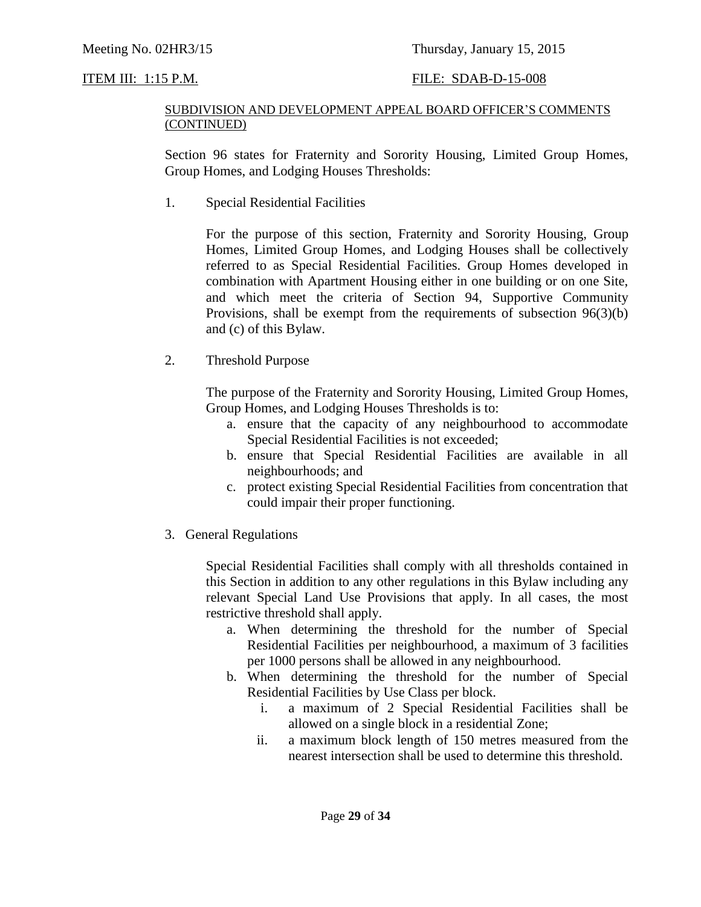SUBDIVISION AND DEVELOPMENT APPEAL BOARD OFFICER'S COMMENTS (CONTINUED)

Section 96 states for Fraternity and Sorority Housing, Limited Group Homes, Group Homes, and Lodging Houses Thresholds:

1. Special Residential Facilities

   For the purpose of this section, Fraternity and Sorority Housing, Group Homes, Limited Group Homes, and Lodging Houses shall be collectively referred to as Special Residential Facilities. Group Homes developed in combination with Apartment Housing either in one building or on one Site, and which meet the criteria of Section 94, Supportive Community Provisions, shall be exempt from the requirements of subsection 96(3)(b) and (c) of this Bylaw.

2. Threshold Purpose

   The purpose of the Fraternity and Sorority Housing, Limited Group Homes, Group Homes, and Lodging Houses Thresholds is to:

   a. ensure that the capacity of any neighbourhood to accommodate Special Residential Facilities is not exceeded;
   b. ensure that Special Residential Facilities are available in all neighbourhoods; and
   c. protect existing Special Residential Facilities from concentration that could impair their proper functioning.

3. General Regulations

   Special Residential Facilities shall comply with all thresholds contained in this Section in addition to any other regulations in this Bylaw including any relevant Special Land Use Provisions that apply. In all cases, the most restrictive threshold shall apply.

   a. When determining the threshold for the number of Special Residential Facilities per neighbourhood, a maximum of 3 facilities per 1000 persons shall be allowed in any neighbourhood.
   b. When determining the threshold for the number of Special Residential Facilities by Use Class per block.
      i. a maximum of 2 Special Residential Facilities shall be allowed on a single block in a residential Zone;
      ii. a maximum block length of 150 metres measured from the nearest intersection shall be used to determine this threshold.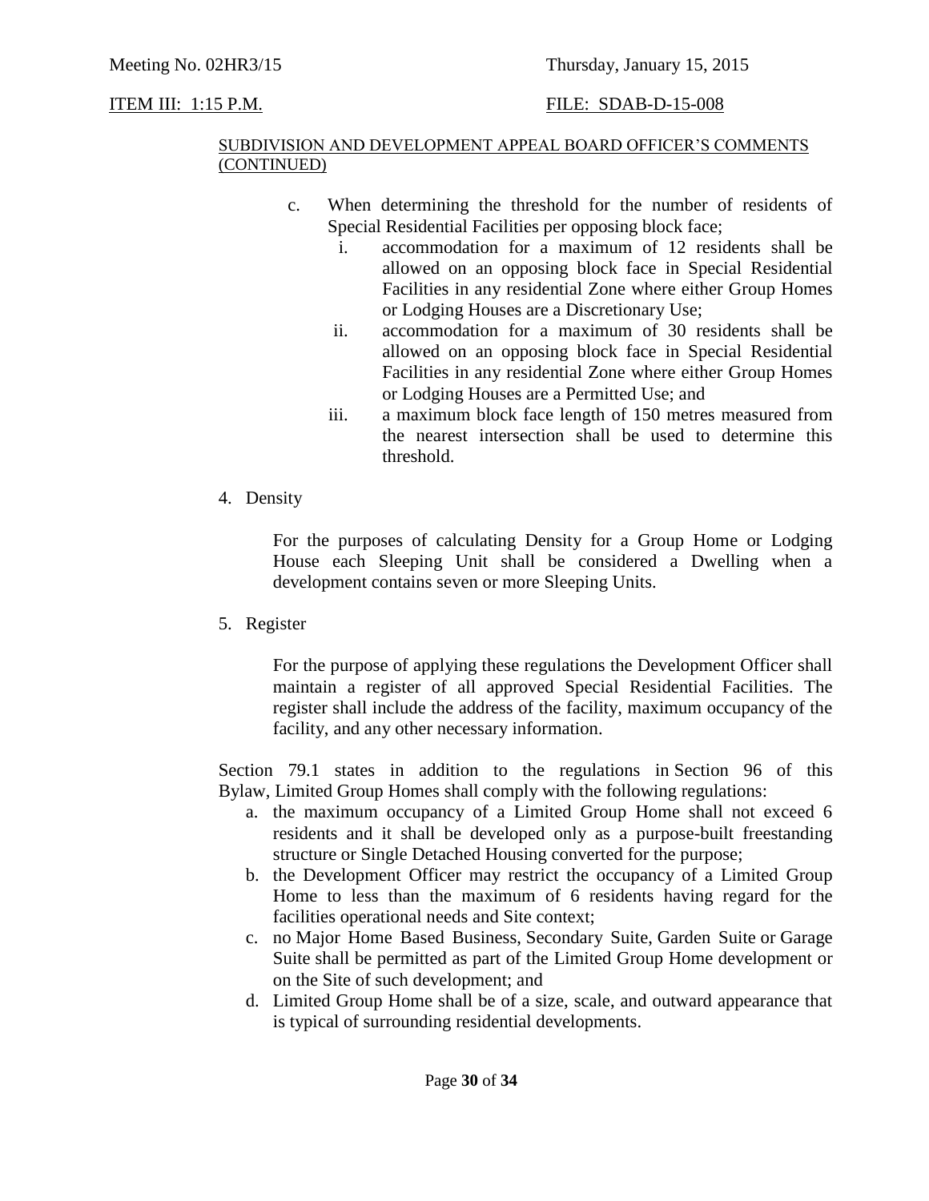SUBDIVISION AND DEVELOPMENT APPEAL BOARD OFFICER'S COMMENTS (CONTINUED)

c. When determining the threshold for the number of residents of Special Residential Facilities per opposing block face;
   i. accommodation for a maximum of 12 residents shall be allowed on an opposing block face in Special Residential Facilities in any residential Zone where either Group Homes or Lodging Houses are a Discretionary Use;
   ii. accommodation for a maximum of 30 residents shall be allowed on an opposing block face in Special Residential Facilities in any residential Zone where either Group Homes or Lodging Houses are a Permitted Use; and
   iii. a maximum block face length of 150 metres measured from the nearest intersection shall be used to determine this threshold.

4. Density

   For the purposes of calculating Density for a Group Home or Lodging House each Sleeping Unit shall be considered a Dwelling when a development contains seven or more Sleeping Units.

5. Register

   For the purpose of applying these regulations the Development Officer shall maintain a register of all approved Special Residential Facilities. The register shall include the address of the facility, maximum occupancy of the facility, and any other necessary information.

Section 79.1 states in addition to the regulations in Section 96 of this Bylaw, Limited Group Homes shall comply with the following regulations:

a. the maximum occupancy of a Limited Group Home shall not exceed 6 residents and it shall be developed only as a purpose-built freestanding structure or Single Detached Housing converted for the purpose;
b. the Development Officer may restrict the occupancy of a Limited Group Home to less than the maximum of 6 residents having regard for the facilities operational needs and Site context;
c. no Major Home Based Business, Secondary Suite, Garden Suite or Garage Suite shall be permitted as part of the Limited Group Home development or on the Site of such development; and
d. Limited Group Home shall be of a size, scale, and outward appearance that is typical of surrounding residential developments.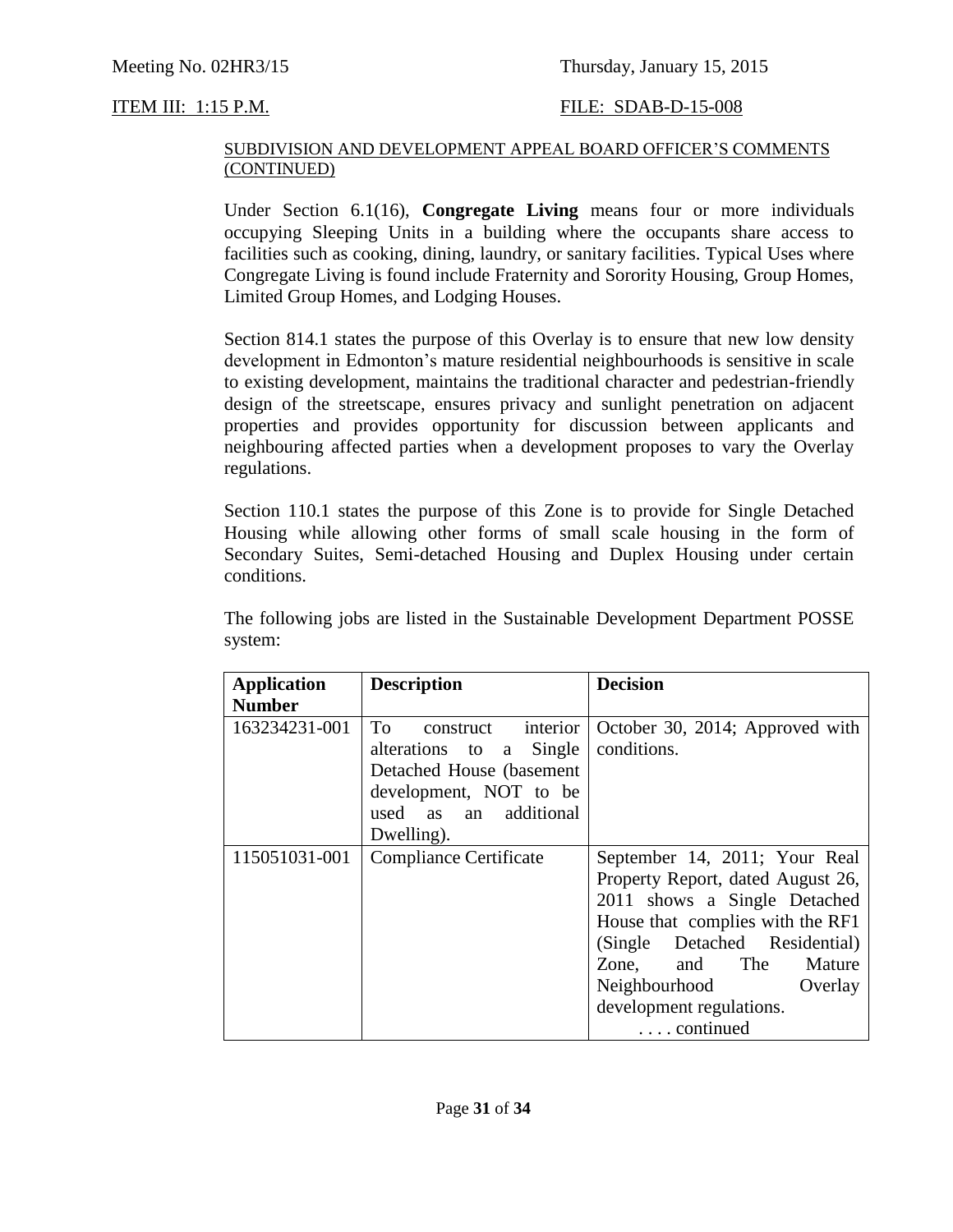SUBDIVISION AND DEVELOPMENT APPEAL BOARD OFFICER'S COMMENTS (CONTINUED)

Under Section 6.1(16), **Congregate Living** means four or more individuals occupying Sleeping Units in a building where the occupants share access to facilities such as cooking, dining, laundry, or sanitary facilities. Typical Uses where Congregate Living is found include Fraternity and Sorority Housing, Group Homes, Limited Group Homes, and Lodging Houses.

Section 814.1 states the purpose of this Overlay is to ensure that new low density development in Edmonton's mature residential neighbourhoods is sensitive in scale to existing development, maintains the traditional character and pedestrian-friendly design of the streetscape, ensures privacy and sunlight penetration on adjacent properties and provides opportunity for discussion between applicants and neighbouring affected parties when a development proposes to vary the Overlay regulations.

Section 110.1 states the purpose of this Zone is to provide for Single Detached Housing while allowing other forms of small scale housing in the form of Secondary Suites, Semi-detached Housing and Duplex Housing under certain conditions.

The following jobs are listed in the Sustainable Development Department POSSE system:

| Application Number | Description | Decision |
|---|---|---|
| 163234231-001 | To construct interior alterations to a Single Detached House (basement development, NOT to be used as an additional Dwelling). | October 30, 2014; Approved with conditions. |
| 115051031-001 | Compliance Certificate | September 14, 2011; Your Real Property Report, dated August 26, 2011 shows a Single Detached House that complies with the RF1 (Single Detached Residential) Zone, and The Mature Neighbourhood Overlay development regulations. |

. . . . continued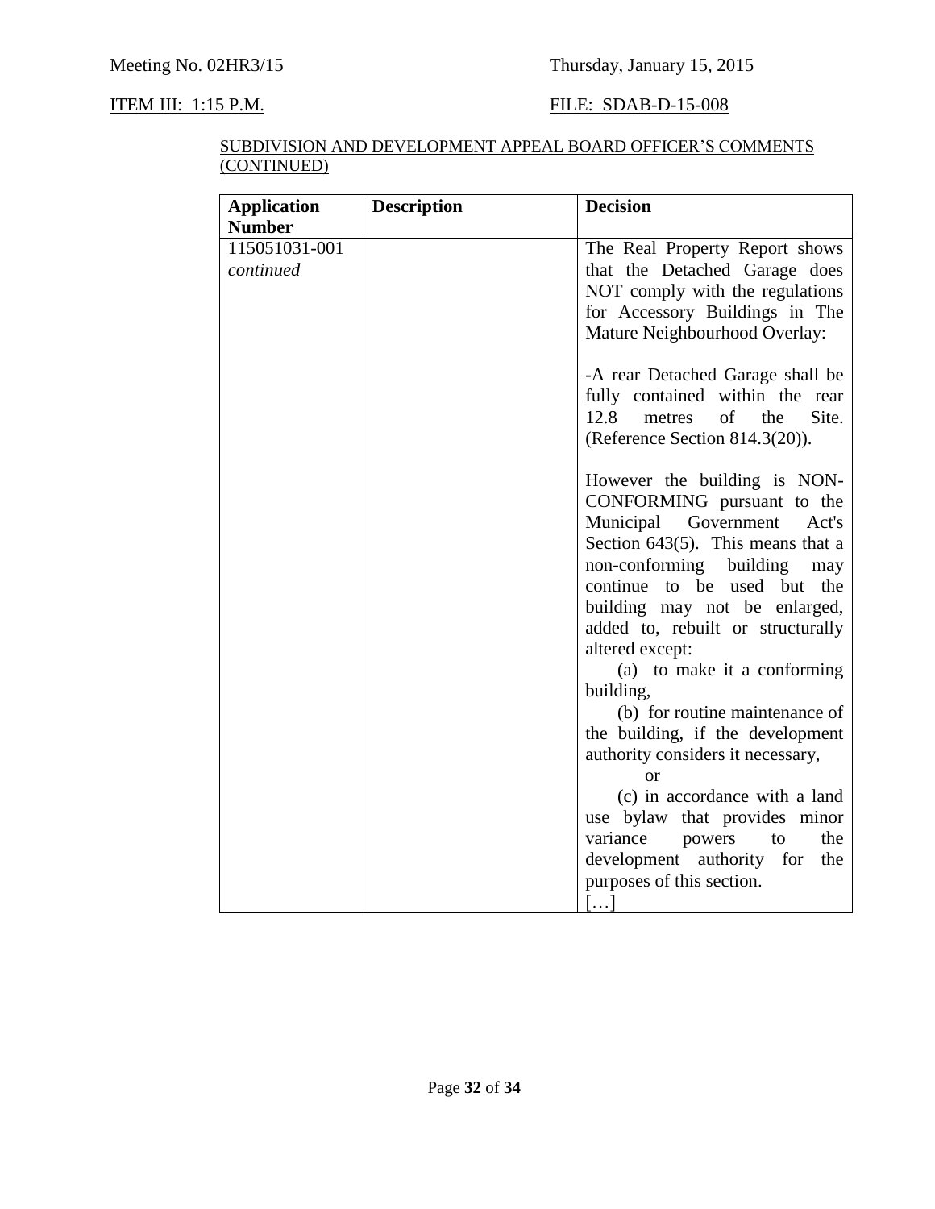Meeting No. 02HR3/15 Thursday, January 15, 2015

ITEM III: 1:15 P.M. FILE: SDAB-D-15-008

SUBDIVISION AND DEVELOPMENT APPEAL BOARD OFFICER'S COMMENTS (CONTINUED)

| Application Number | Description | Decision |
|---|---|---|
| 115051031-001 *continued* | | The Real Property Report shows that the Detached Garage does NOT comply with the regulations for Accessory Buildings in The Mature Neighbourhood Overlay:<br><br>-A rear Detached Garage shall be fully contained within the rear 12.8 metres of the Site. (Reference Section 814.3(20)).<br><br>However the building is NON-CONFORMING pursuant to the Municipal Government Act's Section 643(5). This means that a non-conforming building may continue to be used but the building may not be enlarged, added to, rebuilt or structurally altered except:<br>(a) to make it a conforming building,<br>(b) for routine maintenance of the building, if the development authority considers it necessary,<br>or<br>(c) in accordance with a land use bylaw that provides minor variance powers to the development authority for the purposes of this section.<br>[…] |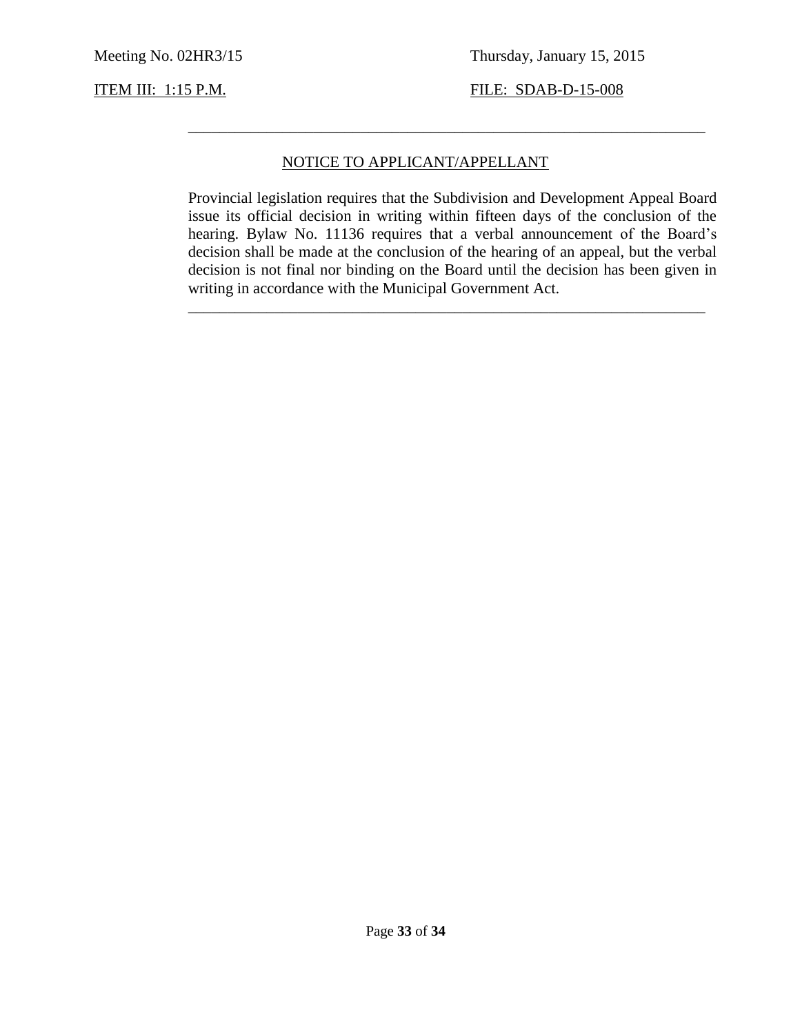NOTICE TO APPLICANT/APPELLANT

Provincial legislation requires that the Subdivision and Development Appeal Board issue its official decision in writing within fifteen days of the conclusion of the hearing. Bylaw No. 11136 requires that a verbal announcement of the Board's decision shall be made at the conclusion of the hearing of an appeal, but the verbal decision is not final nor binding on the Board until the decision has been given in writing in accordance with the Municipal Government Act.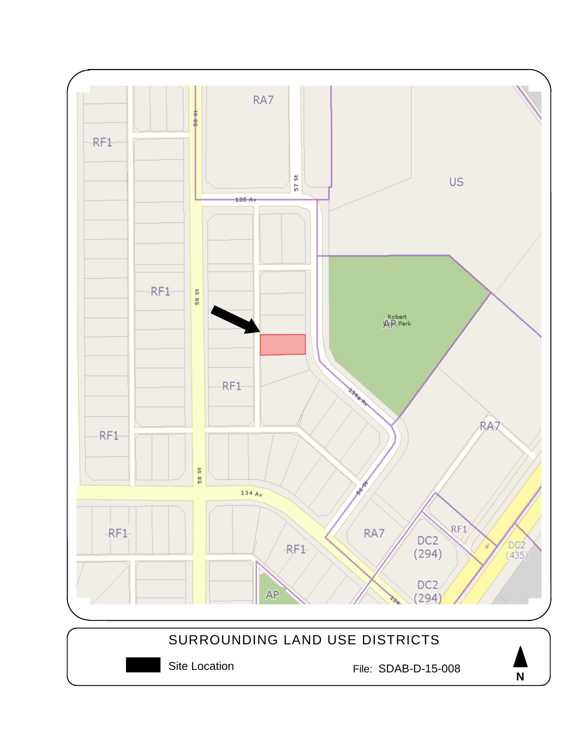RA7

RF1

US

58 St

57 St

135 Av

RF1

58 St

Robert Park

AP

RF1

134a Av

RF1

RA7

58 St

134 Av

56 St

RF1

RF1

RA7

RF1

DC2 (294)

DC2 (435)

DC2 (294)

AP

SURROUNDING LAND USE DISTRICTS

Site Location

File: SDAB-D-15-008

N